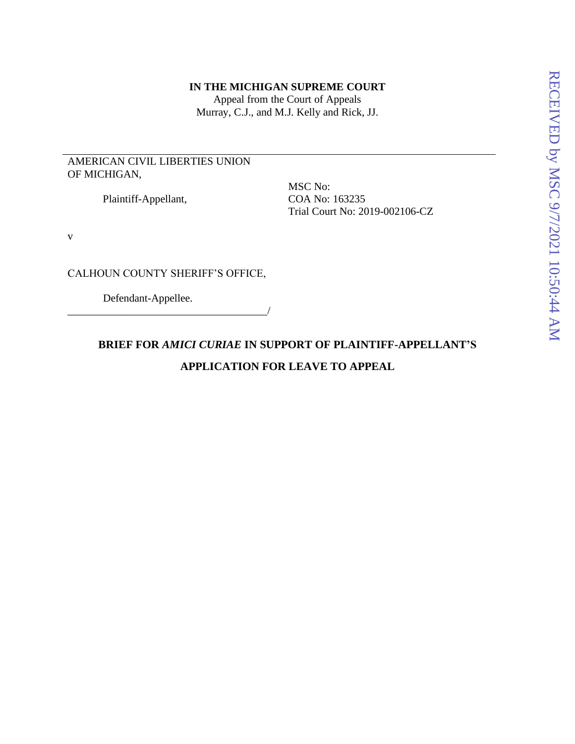**IN THE MICHIGAN SUPREME COURT**
Appeal from the Court of Appeals
Murray, C.J., and M.J. Kelly and Rick, JJ.

---

AMERICAN CIVIL LIBERTIES UNION OF MICHIGAN,

Plaintiff-Appellant,

MSC No:
COA No: 163235
Trial Court No: 2019-002106-CZ

v

CALHOUN COUNTY SHERIFF'S OFFICE,

Defendant-Appellee.
_____________________________________/

**BRIEF FOR *AMICI CURIAE* IN SUPPORT OF PLAINTIFF-APPELLANT'S APPLICATION FOR LEAVE TO APPEAL**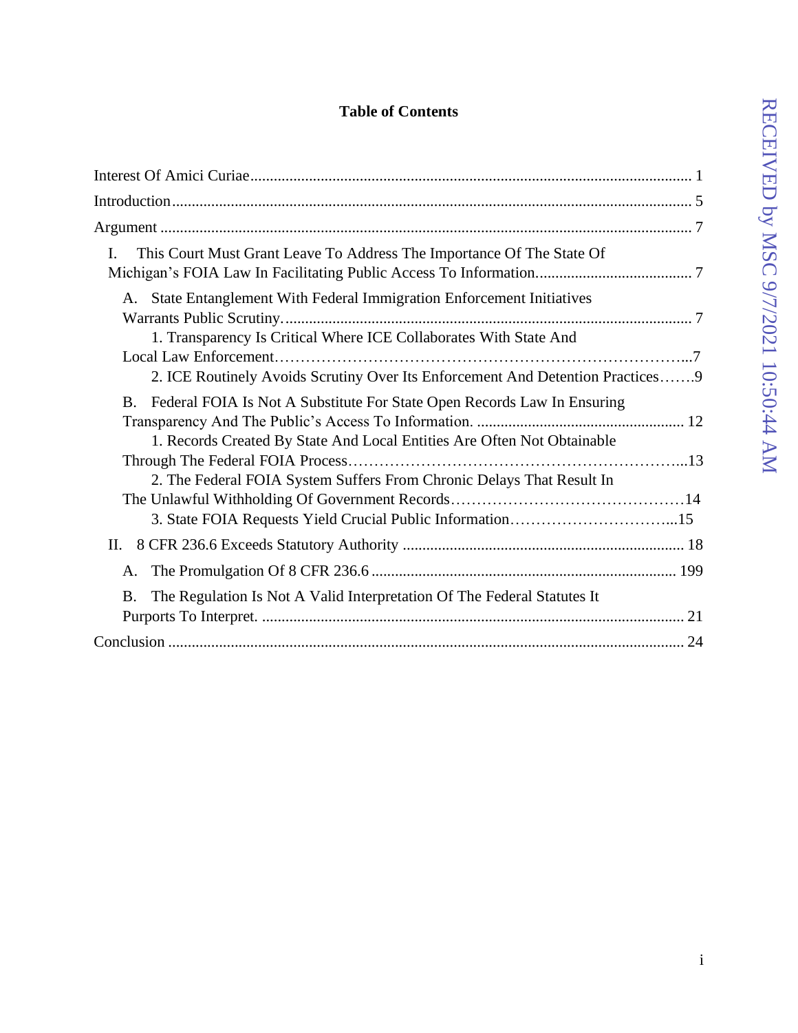# Table of Contents

Interest Of Amici Curiae ........................................................................................................ 1

Introduction ............................................................................................................................ 5

Argument ................................................................................................................................ 7

I. This Court Must Grant Leave To Address The Importance Of The State Of Michigan's FOIA Law In Facilitating Public Access To Information........................................ 7

A. State Entanglement With Federal Immigration Enforcement Initiatives Warrants Public Scrutiny........................................................................................................ 7

1. Transparency Is Critical Where ICE Collaborates With State And Local Law Enforcement……………………………………………………………………...7

2. ICE Routinely Avoids Scrutiny Over Its Enforcement And Detention Practices…….9

B. Federal FOIA Is Not A Substitute For State Open Records Law In Ensuring Transparency And The Public's Access To Information. ..................................................... 12

1. Records Created By State And Local Entities Are Often Not Obtainable Through The Federal FOIA Process………………………………………………………...13

2. The Federal FOIA System Suffers From Chronic Delays That Result In The Unlawful Withholding Of Government Records………………………………………14

3. State FOIA Requests Yield Crucial Public Information…………………………...15

II. 8 CFR 236.6 Exceeds Statutory Authority ........................................................................ 18

A. The Promulgation Of 8 CFR 236.6 .............................................................................. 199

B. The Regulation Is Not A Valid Interpretation Of The Federal Statutes It Purports To Interpret. ............................................................................................................ 21

Conclusion ............................................................................................................................ 24

RECEIVED by MSC 9/7/2021 10:50:44 AM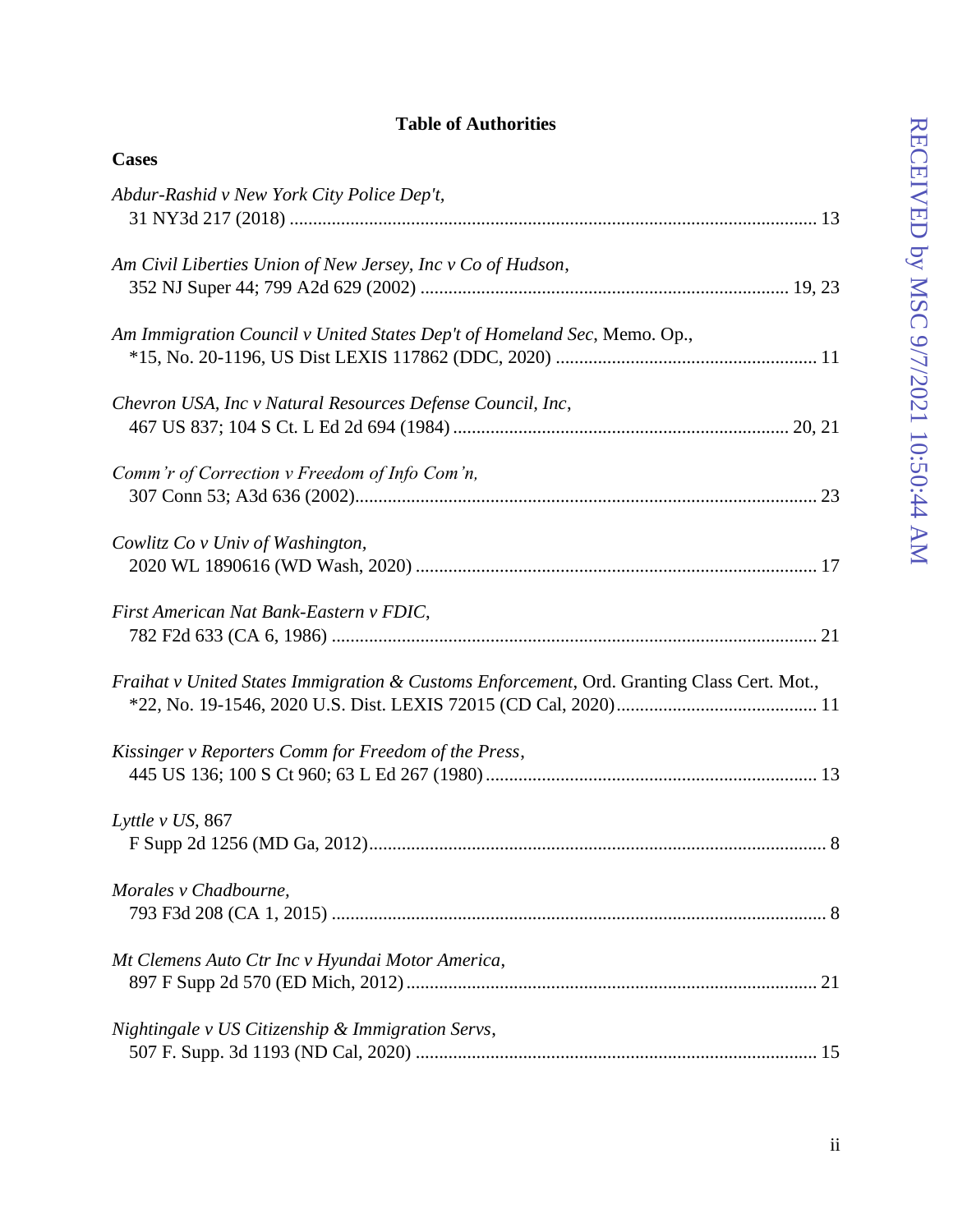## Table of Authorities

### Cases

*Abdur-Rashid v New York City Police Dep't*,
31 NY3d 217 (2018) ................................................................................................................ 13

*Am Civil Liberties Union of New Jersey, Inc v Co of Hudson*,
352 NJ Super 44; 799 A2d 629 (2002) .............................................................................. 19, 23

*Am Immigration Council v United States Dep't of Homeland Sec*, Memo. Op.,
*15, No. 20-1196, US Dist LEXIS 117862 (DDC, 2020) ....................................................... 11

*Chevron USA, Inc v Natural Resources Defense Council, Inc*,
467 US 837; 104 S Ct. L Ed 2d 694 (1984) ........................................................................ 20, 21

*Comm'r of Correction v Freedom of Info Com'n,*
307 Conn 53; A3d 636 (2002).................................................................................................. 23

*Cowlitz Co v Univ of Washington*,
2020 WL 1890616 (WD Wash, 2020) ..................................................................................... 17

*First American Nat Bank-Eastern v FDIC*,
782 F2d 633 (CA 6, 1986) ....................................................................................................... 21

*Fraihat v United States Immigration & Customs Enforcement*, Ord. Granting Class Cert. Mot.,
*22, No. 19-1546, 2020 U.S. Dist. LEXIS 72015 (CD Cal, 2020)........................................... 11

*Kissinger v Reporters Comm for Freedom of the Press*,
445 US 136; 100 S Ct 960; 63 L Ed 267 (1980)...................................................................... 13

*Lyttle v US*, 867
F Supp 2d 1256 (MD Ga, 2012)................................................................................................. 8

*Morales v Chadbourne*,
793 F3d 208 (CA 1, 2015) ......................................................................................................... 8

*Mt Clemens Auto Ctr Inc v Hyundai Motor America*,
897 F Supp 2d 570 (ED Mich, 2012)....................................................................................... 21

*Nightingale v US Citizenship & Immigration Servs*,
507 F. Supp. 3d 1193 (ND Cal, 2020) ..................................................................................... 15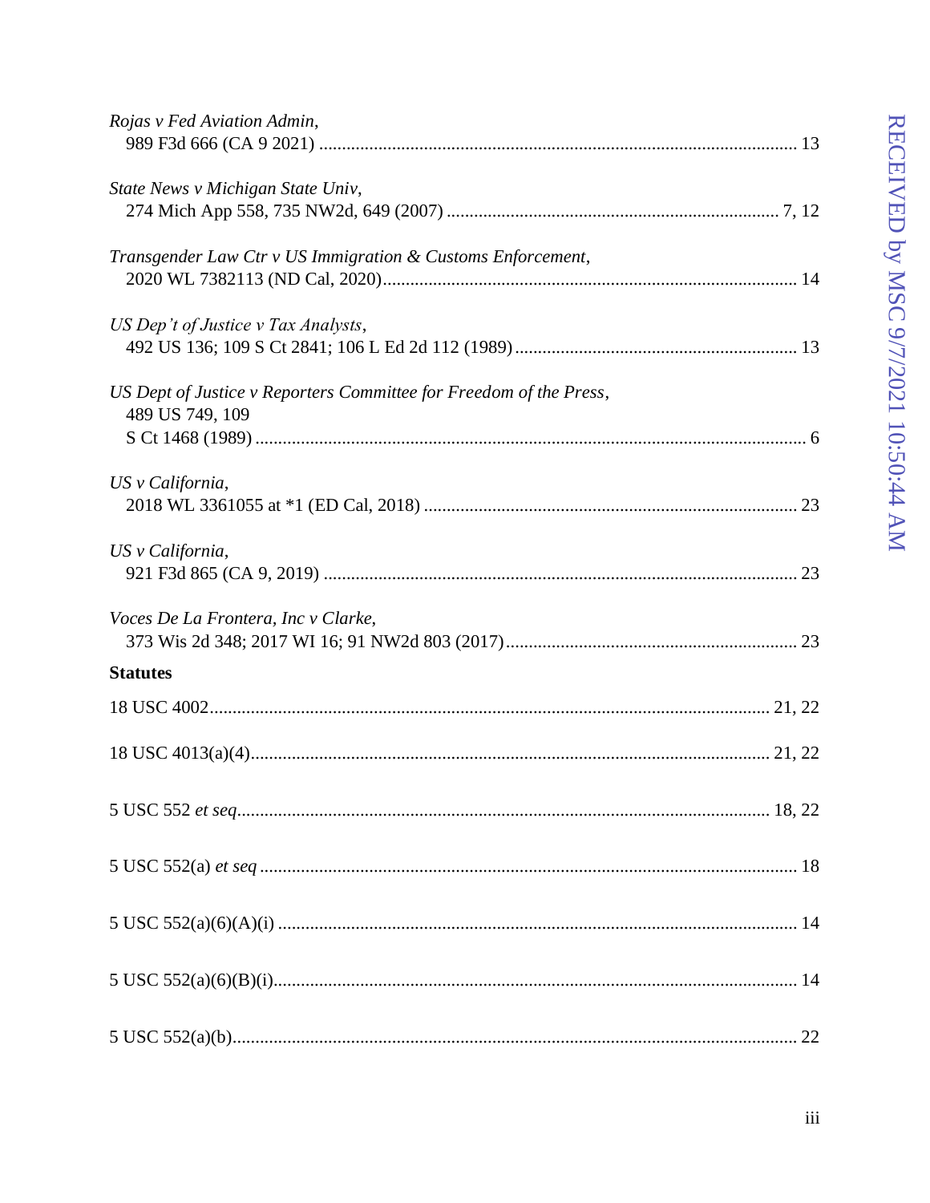*Rojas v Fed Aviation Admin*,
989 F3d 666 (CA 9 2021) ........................................................................................................ 13

*State News v Michigan State Univ*,
274 Mich App 558, 735 NW2d, 649 (2007) ......................................................................... 7, 12

*Transgender Law Ctr v US Immigration & Customs Enforcement*,
2020 WL 7382113 (ND Cal, 2020)........................................................................................... 14

*US Dep't of Justice v Tax Analysts*,
492 US 136; 109 S Ct 2841; 106 L Ed 2d 112 (1989)............................................................. 13

*US Dept of Justice v Reporters Committee for Freedom of the Press*,
489 US 749, 109
S Ct 1468 (1989) ........................................................................................................................ 6

*US v California*,
2018 WL 3361055 at *1 (ED Cal, 2018) ................................................................................. 23

*US v California*,
921 F3d 865 (CA 9, 2019) ....................................................................................................... 23

*Voces De La Frontera, Inc v Clarke*,
373 Wis 2d 348; 2017 WI 16; 91 NW2d 803 (2017)............................................................... 23

**Statutes**

18 USC 4002......................................................................................................................... 21, 22

18 USC 4013(a)(4)................................................................................................................ 21, 22

5 USC 552 *et seq*.................................................................................................................... 18, 22

5 USC 552(a) *et seq* ..................................................................................................................... 18

5 USC 552(a)(6)(A)(i) ................................................................................................................. 14

5 USC 552(a)(6)(B)(i).................................................................................................................. 14

5 USC 552(a)(b)........................................................................................................................... 22

RECEIVED by MSC 9/7/2021 10:50:44 AM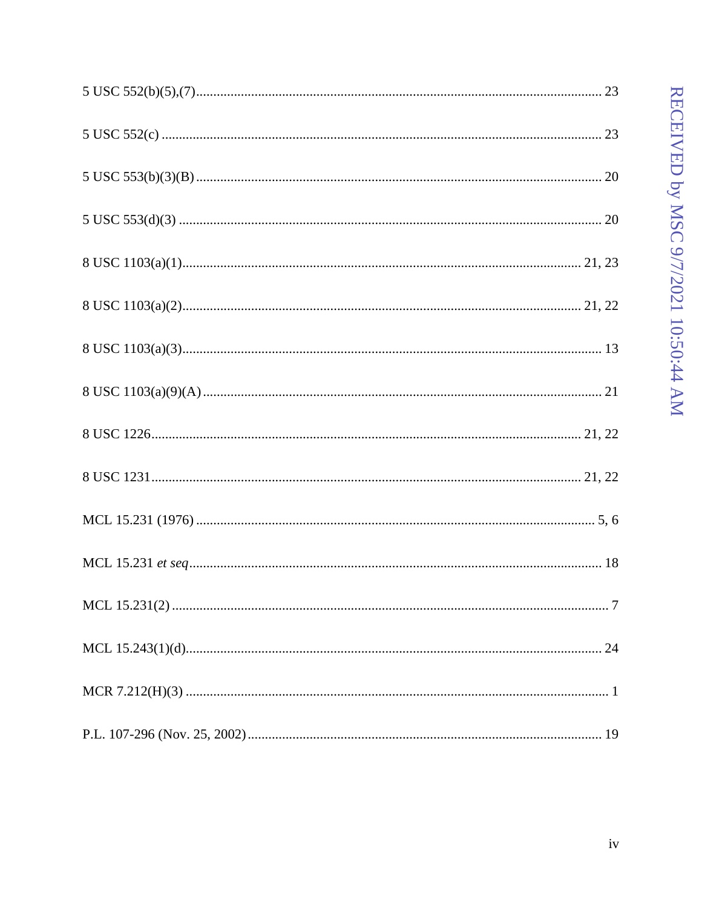5 USC 552(b)(5),(7) .................................................................................................... 23

5 USC 552(c) ............................................................................................................... 23

5 USC 553(b)(3)(B) .................................................................................................... 20

5 USC 553(d)(3) ......................................................................................................... 20

8 USC 1103(a)(1) ................................................................................................. 21, 23

8 USC 1103(a)(2) ................................................................................................. 21, 22

8 USC 1103(a)(3) ........................................................................................................ 13

8 USC 1103(a)(9)(A) ................................................................................................... 21

8 USC 1226 ........................................................................................................... 21, 22

8 USC 1231 ........................................................................................................... 21, 22

MCL 15.231 (1976) .................................................................................................. 5, 6

MCL 15.231 *et seq* ....................................................................................................... 18

MCL 15.231(2) .............................................................................................................. 7

MCL 15.243(1)(d) ........................................................................................................ 24

MCR 7.212(H)(3) .......................................................................................................... 1

P.L. 107-296 (Nov. 25, 2002) ...................................................................................... 19

RECEIVED by MSC 9/7/2021 10:50:44 AM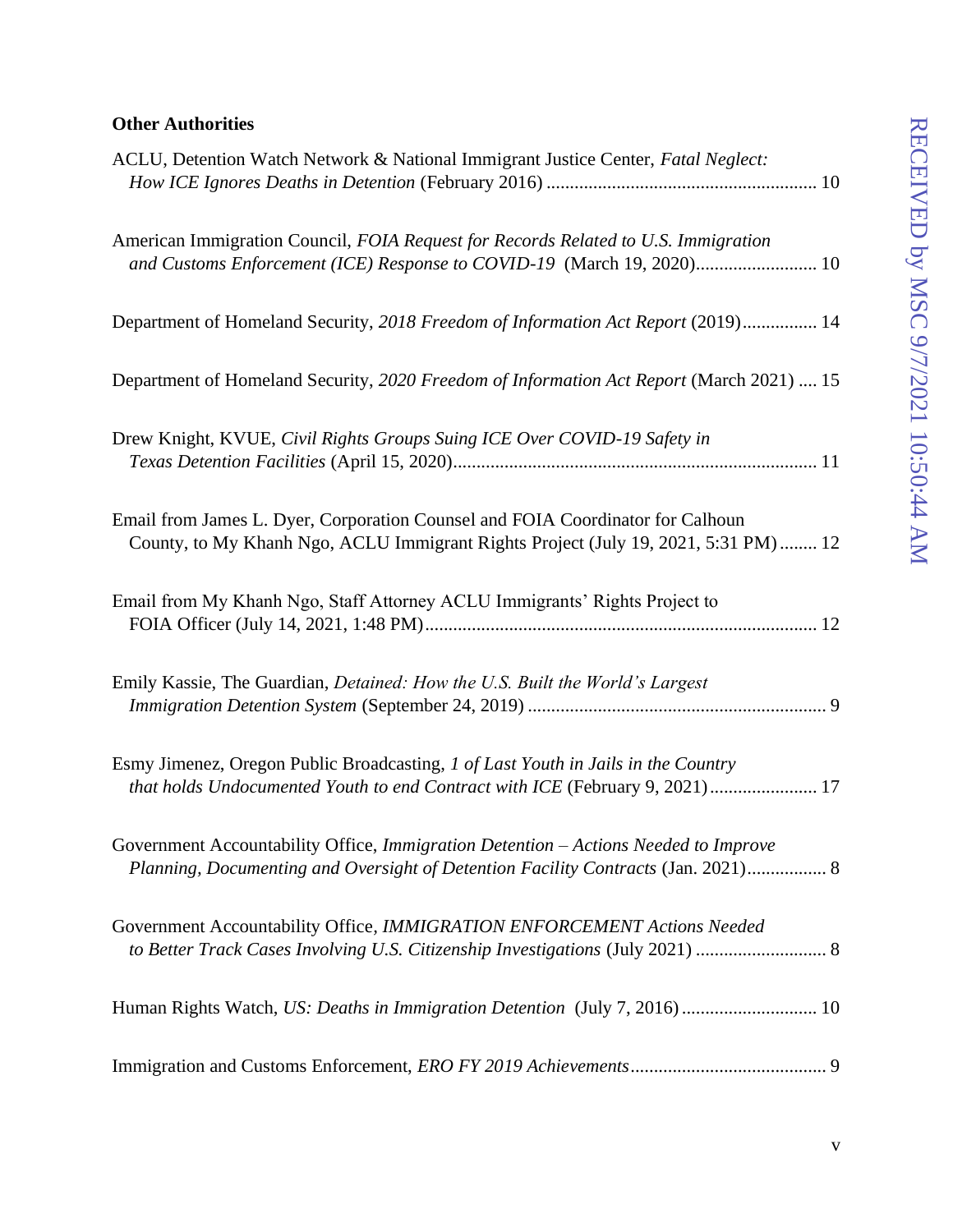**Other Authorities**

ACLU, Detention Watch Network & National Immigrant Justice Center, *Fatal Neglect: How ICE Ignores Deaths in Detention* (February 2016) .......................................................... 10

American Immigration Council, *FOIA Request for Records Related to U.S. Immigration and Customs Enforcement (ICE) Response to COVID-19* (March 19, 2020).......................... 10

Department of Homeland Security, *2018 Freedom of Information Act Report* (2019)................ 14

Department of Homeland Security, *2020 Freedom of Information Act Report* (March 2021) .... 15

Drew Knight, KVUE, *Civil Rights Groups Suing ICE Over COVID-19 Safety in Texas Detention Facilities* (April 15, 2020)............................................................................. 11

Email from James L. Dyer, Corporation Counsel and FOIA Coordinator for Calhoun County, to My Khanh Ngo, ACLU Immigrant Rights Project (July 19, 2021, 5:31 PM)........ 12

Email from My Khanh Ngo, Staff Attorney ACLU Immigrants' Rights Project to FOIA Officer (July 14, 2021, 1:48 PM)................................................................................... 12

Emily Kassie, The Guardian, *Detained: How the U.S. Built the World's Largest Immigration Detention System* (September 24, 2019) ................................................................ 9

Esmy Jimenez, Oregon Public Broadcasting, *1 of Last Youth in Jails in the Country that holds Undocumented Youth to end Contract with ICE* (February 9, 2021)....................... 17

Government Accountability Office, *Immigration Detention – Actions Needed to Improve Planning, Documenting and Oversight of Detention Facility Contracts* (Jan. 2021)................. 8

Government Accountability Office, *IMMIGRATION ENFORCEMENT Actions Needed to Better Track Cases Involving U.S. Citizenship Investigations* (July 2021) ............................ 8

Human Rights Watch, *US: Deaths in Immigration Detention* (July 7, 2016) ............................. 10

Immigration and Customs Enforcement, *ERO FY 2019 Achievements*.......................................... 9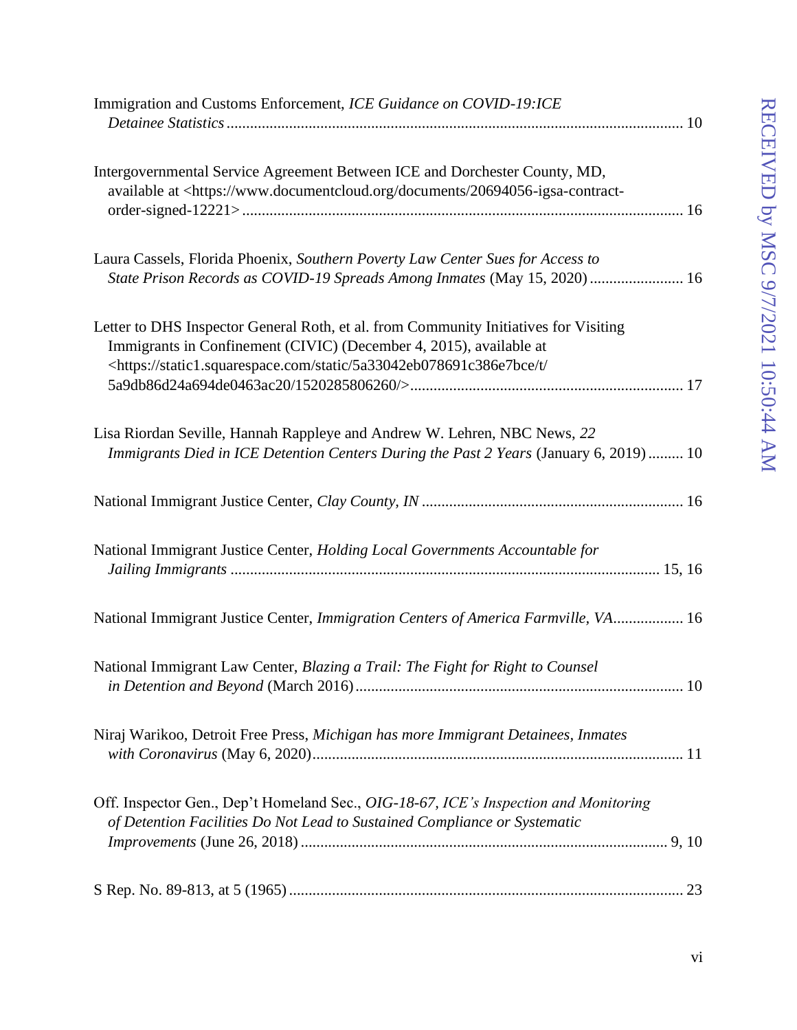Immigration and Customs Enforcement, *ICE Guidance on COVID-19:ICE Detainee Statistics* .................................................................................................................... 10

Intergovernmental Service Agreement Between ICE and Dorchester County, MD, available at <https://www.documentcloud.org/documents/20694056-igsa-contract-order-signed-12221> ................................................................................................................ 16

Laura Cassels, Florida Phoenix, *Southern Poverty Law Center Sues for Access to State Prison Records as COVID-19 Spreads Among Inmates* (May 15, 2020) ........................ 16

Letter to DHS Inspector General Roth, et al. from Community Initiatives for Visiting Immigrants in Confinement (CIVIC) (December 4, 2015), available at <https://static1.squarespace.com/static/5a33042eb078691c386e7bce/t/5a9db86d24a694de0463ac20/1520285806260/>..................................................................... 17

Lisa Riordan Seville, Hannah Rappleye and Andrew W. Lehren, NBC News, *22 Immigrants Died in ICE Detention Centers During the Past 2 Years* (January 6, 2019) ......... 10

National Immigrant Justice Center, *Clay County, IN* .................................................................. 16

National Immigrant Justice Center, *Holding Local Governments Accountable for Jailing Immigrants* ............................................................................................................. 15, 16

National Immigrant Justice Center, *Immigration Centers of America Farmville, VA*.................. 16

National Immigrant Law Center, *Blazing a Trail: The Fight for Right to Counsel in Detention and Beyond* (March 2016) .................................................................................... 10

Niraj Warikoo, Detroit Free Press, *Michigan has more Immigrant Detainees, Inmates with Coronavirus* (May 6, 2020).............................................................................................. 11

Off. Inspector Gen., Dep't Homeland Sec., *OIG-18-67, ICE's Inspection and Monitoring of Detention Facilities Do Not Lead to Sustained Compliance or Systematic Improvements* (June 26, 2018) .............................................................................................. 9, 10

S Rep. No. 89-813, at 5 (1965) ..................................................................................................... 23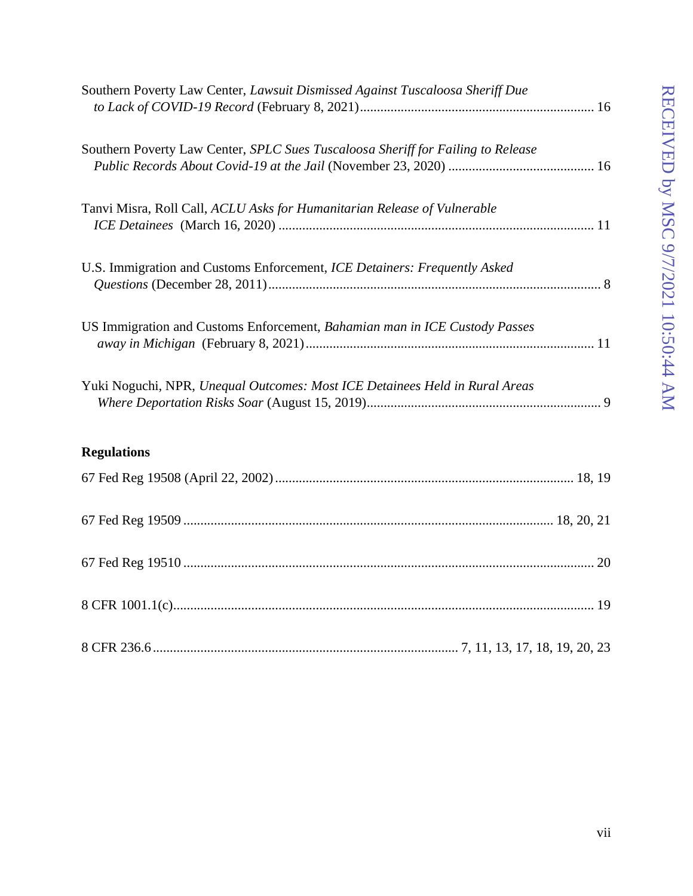Southern Poverty Law Center, *Lawsuit Dismissed Against Tuscaloosa Sheriff Due to Lack of COVID-19 Record* (February 8, 2021)...................................................................... 16

Southern Poverty Law Center, *SPLC Sues Tuscaloosa Sheriff for Failing to Release Public Records About Covid-19 at the Jail* (November 23, 2020) ........................................... 16

Tanvi Misra, Roll Call, *ACLU Asks for Humanitarian Release of Vulnerable ICE Detainees* (March 16, 2020) ............................................................................................ 11

U.S. Immigration and Customs Enforcement, *ICE Detainers: Frequently Asked Questions* (December 28, 2011)................................................................................................ 8

US Immigration and Customs Enforcement, *Bahamian man in ICE Custody Passes away in Michigan* (February 8, 2021).................................................................................... 11

Yuki Noguchi, NPR, *Unequal Outcomes: Most ICE Detainees Held in Rural Areas Where Deportation Risks Soar* (August 15, 2019).................................................................... 9

**Regulations**

67 Fed Reg 19508 (April 22, 2002)....................................................................................... 18, 19

67 Fed Reg 19509 ............................................................................................................ 18, 20, 21

67 Fed Reg 19510 ......................................................................................................................... 20

8 CFR 1001.1(c)............................................................................................................................ 19

8 CFR 236.6.......................................................................................... 7, 11, 13, 17, 18, 19, 20, 23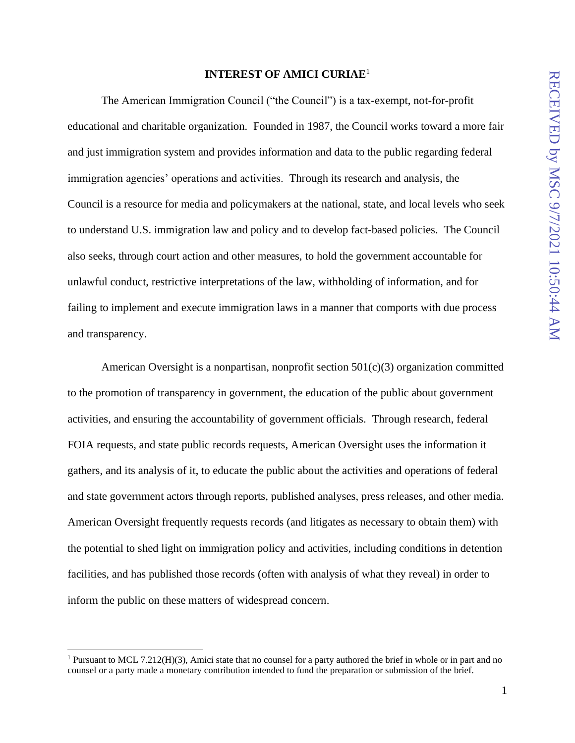## INTEREST OF AMICI CURIAE[1]

The American Immigration Council ("the Council") is a tax-exempt, not-for-profit educational and charitable organization. Founded in 1987, the Council works toward a more fair and just immigration system and provides information and data to the public regarding federal immigration agencies' operations and activities. Through its research and analysis, the Council is a resource for media and policymakers at the national, state, and local levels who seek to understand U.S. immigration law and policy and to develop fact-based policies. The Council also seeks, through court action and other measures, to hold the government accountable for unlawful conduct, restrictive interpretations of the law, withholding of information, and for failing to implement and execute immigration laws in a manner that comports with due process and transparency.

American Oversight is a nonpartisan, nonprofit section 501(c)(3) organization committed to the promotion of transparency in government, the education of the public about government activities, and ensuring the accountability of government officials. Through research, federal FOIA requests, and state public records requests, American Oversight uses the information it gathers, and its analysis of it, to educate the public about the activities and operations of federal and state government actors through reports, published analyses, press releases, and other media. American Oversight frequently requests records (and litigates as necessary to obtain them) with the potential to shed light on immigration policy and activities, including conditions in detention facilities, and has published those records (often with analysis of what they reveal) in order to inform the public on these matters of widespread concern.

[1] Pursuant to MCL 7.212(H)(3), Amici state that no counsel for a party authored the brief in whole or in part and no counsel or a party made a monetary contribution intended to fund the preparation or submission of the brief.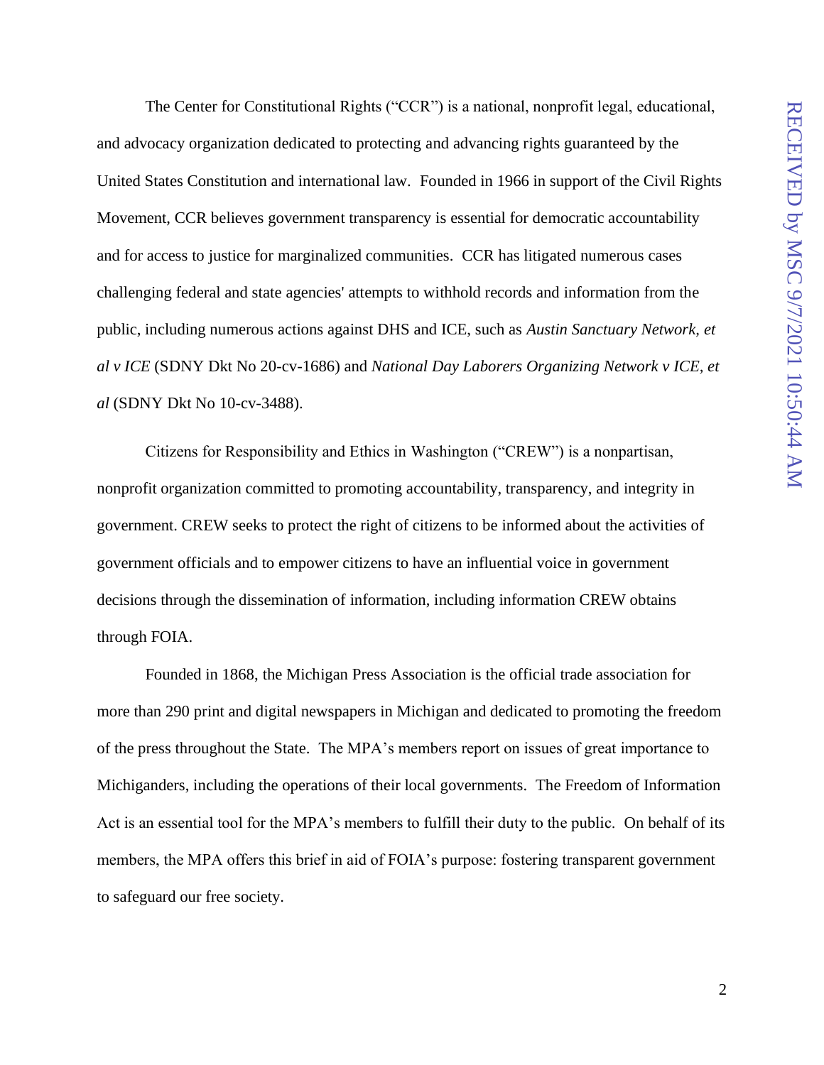The Center for Constitutional Rights ("CCR") is a national, nonprofit legal, educational, and advocacy organization dedicated to protecting and advancing rights guaranteed by the United States Constitution and international law. Founded in 1966 in support of the Civil Rights Movement, CCR believes government transparency is essential for democratic accountability and for access to justice for marginalized communities. CCR has litigated numerous cases challenging federal and state agencies' attempts to withhold records and information from the public, including numerous actions against DHS and ICE, such as *Austin Sanctuary Network, et al v ICE* (SDNY Dkt No 20-cv-1686) and *National Day Laborers Organizing Network v ICE, et al* (SDNY Dkt No 10-cv-3488).

Citizens for Responsibility and Ethics in Washington ("CREW") is a nonpartisan, nonprofit organization committed to promoting accountability, transparency, and integrity in government. CREW seeks to protect the right of citizens to be informed about the activities of government officials and to empower citizens to have an influential voice in government decisions through the dissemination of information, including information CREW obtains through FOIA.

Founded in 1868, the Michigan Press Association is the official trade association for more than 290 print and digital newspapers in Michigan and dedicated to promoting the freedom of the press throughout the State. The MPA's members report on issues of great importance to Michiganders, including the operations of their local governments. The Freedom of Information Act is an essential tool for the MPA's members to fulfill their duty to the public. On behalf of its members, the MPA offers this brief in aid of FOIA's purpose: fostering transparent government to safeguard our free society.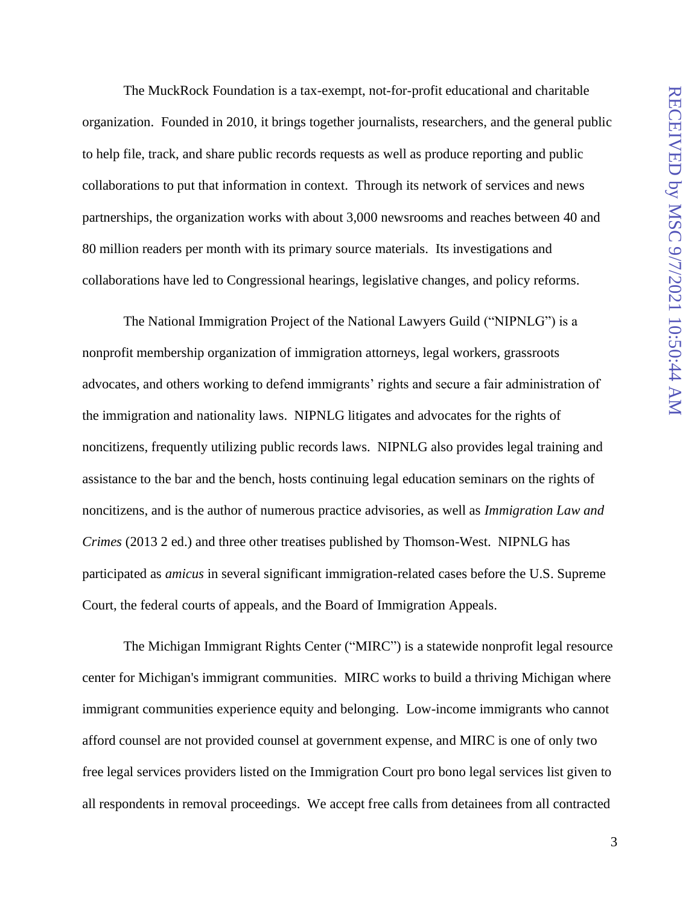The MuckRock Foundation is a tax-exempt, not-for-profit educational and charitable organization. Founded in 2010, it brings together journalists, researchers, and the general public to help file, track, and share public records requests as well as produce reporting and public collaborations to put that information in context. Through its network of services and news partnerships, the organization works with about 3,000 newsrooms and reaches between 40 and 80 million readers per month with its primary source materials. Its investigations and collaborations have led to Congressional hearings, legislative changes, and policy reforms.

The National Immigration Project of the National Lawyers Guild ("NIPNLG") is a nonprofit membership organization of immigration attorneys, legal workers, grassroots advocates, and others working to defend immigrants' rights and secure a fair administration of the immigration and nationality laws. NIPNLG litigates and advocates for the rights of noncitizens, frequently utilizing public records laws. NIPNLG also provides legal training and assistance to the bar and the bench, hosts continuing legal education seminars on the rights of noncitizens, and is the author of numerous practice advisories, as well as *Immigration Law and Crimes* (2013 2 ed.) and three other treatises published by Thomson-West. NIPNLG has participated as *amicus* in several significant immigration-related cases before the U.S. Supreme Court, the federal courts of appeals, and the Board of Immigration Appeals.

The Michigan Immigrant Rights Center ("MIRC") is a statewide nonprofit legal resource center for Michigan's immigrant communities. MIRC works to build a thriving Michigan where immigrant communities experience equity and belonging. Low-income immigrants who cannot afford counsel are not provided counsel at government expense, and MIRC is one of only two free legal services providers listed on the Immigration Court pro bono legal services list given to all respondents in removal proceedings. We accept free calls from detainees from all contracted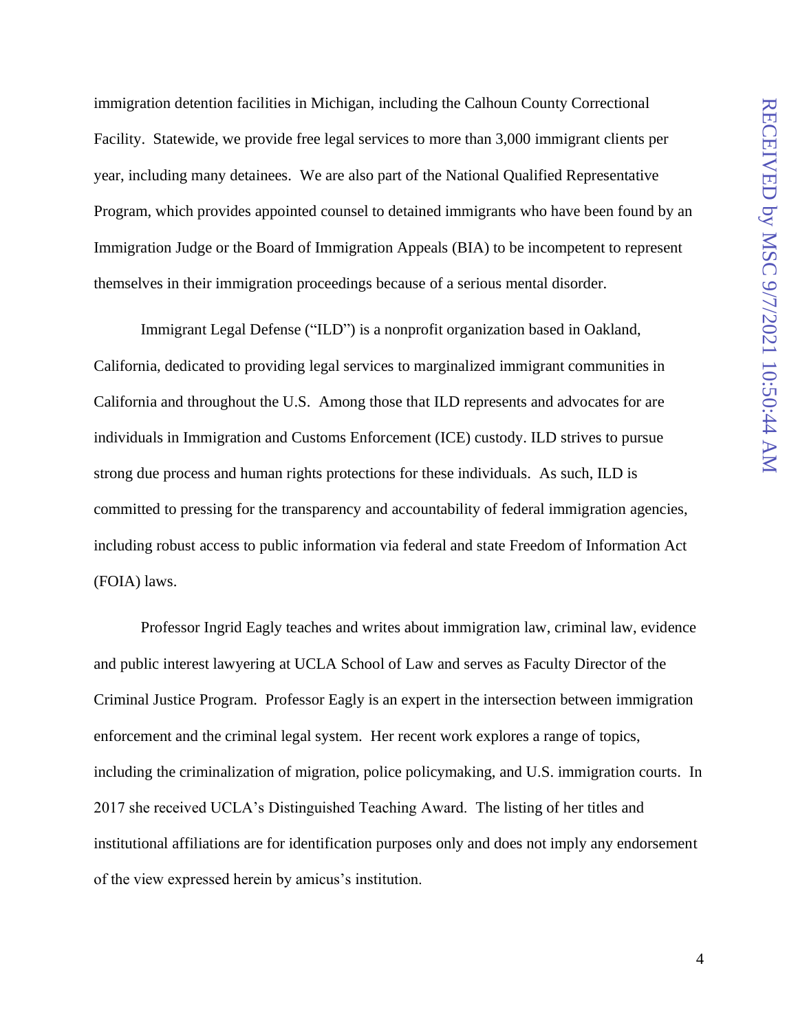immigration detention facilities in Michigan, including the Calhoun County Correctional Facility. Statewide, we provide free legal services to more than 3,000 immigrant clients per year, including many detainees. We are also part of the National Qualified Representative Program, which provides appointed counsel to detained immigrants who have been found by an Immigration Judge or the Board of Immigration Appeals (BIA) to be incompetent to represent themselves in their immigration proceedings because of a serious mental disorder.

Immigrant Legal Defense ("ILD") is a nonprofit organization based in Oakland, California, dedicated to providing legal services to marginalized immigrant communities in California and throughout the U.S. Among those that ILD represents and advocates for are individuals in Immigration and Customs Enforcement (ICE) custody. ILD strives to pursue strong due process and human rights protections for these individuals. As such, ILD is committed to pressing for the transparency and accountability of federal immigration agencies, including robust access to public information via federal and state Freedom of Information Act (FOIA) laws.

Professor Ingrid Eagly teaches and writes about immigration law, criminal law, evidence and public interest lawyering at UCLA School of Law and serves as Faculty Director of the Criminal Justice Program. Professor Eagly is an expert in the intersection between immigration enforcement and the criminal legal system. Her recent work explores a range of topics, including the criminalization of migration, police policymaking, and U.S. immigration courts. In 2017 she received UCLA's Distinguished Teaching Award. The listing of her titles and institutional affiliations are for identification purposes only and does not imply any endorsement of the view expressed herein by amicus's institution.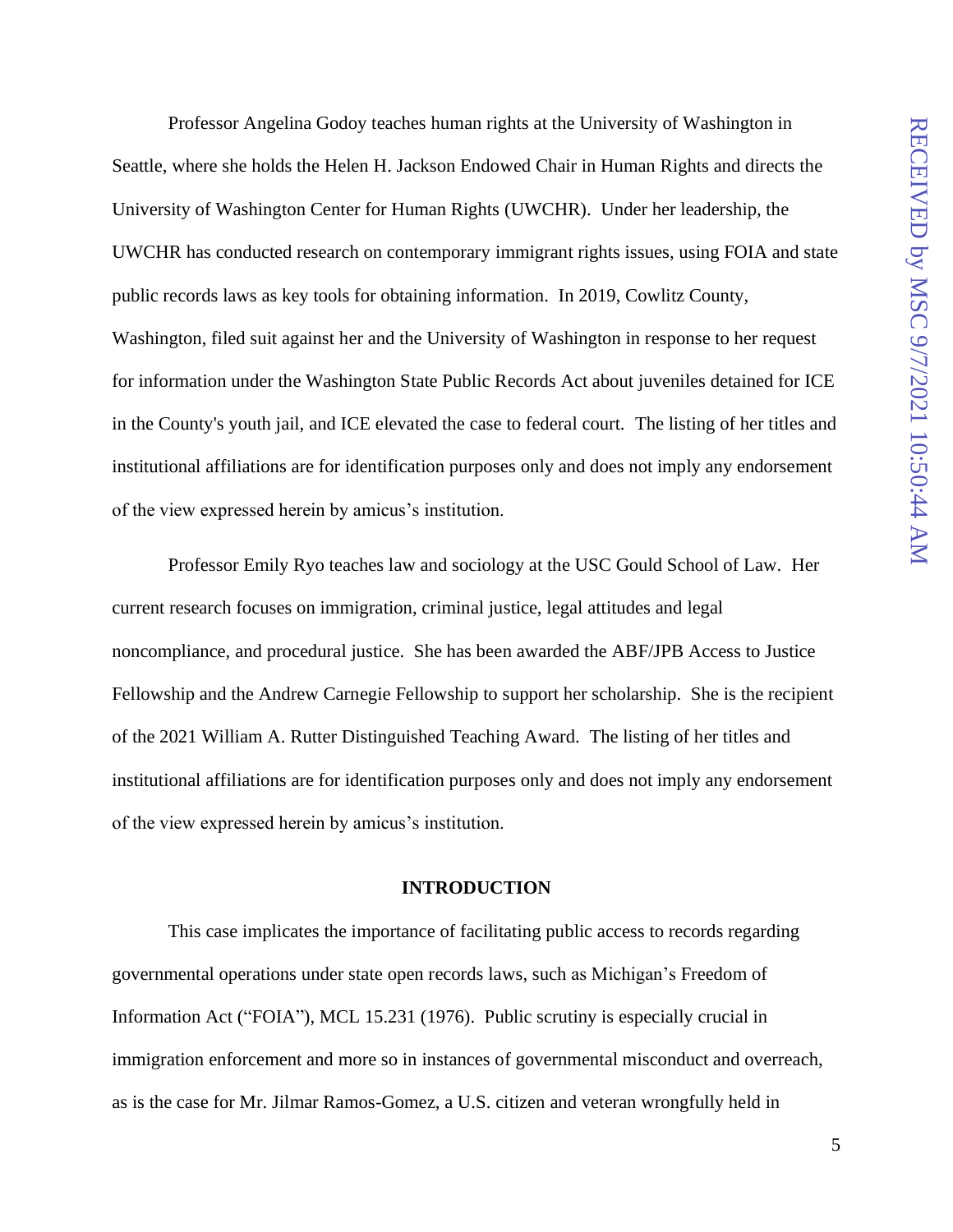Professor Angelina Godoy teaches human rights at the University of Washington in Seattle, where she holds the Helen H. Jackson Endowed Chair in Human Rights and directs the University of Washington Center for Human Rights (UWCHR). Under her leadership, the UWCHR has conducted research on contemporary immigrant rights issues, using FOIA and state public records laws as key tools for obtaining information. In 2019, Cowlitz County, Washington, filed suit against her and the University of Washington in response to her request for information under the Washington State Public Records Act about juveniles detained for ICE in the County's youth jail, and ICE elevated the case to federal court. The listing of her titles and institutional affiliations are for identification purposes only and does not imply any endorsement of the view expressed herein by amicus's institution.

Professor Emily Ryo teaches law and sociology at the USC Gould School of Law. Her current research focuses on immigration, criminal justice, legal attitudes and legal noncompliance, and procedural justice. She has been awarded the ABF/JPB Access to Justice Fellowship and the Andrew Carnegie Fellowship to support her scholarship. She is the recipient of the 2021 William A. Rutter Distinguished Teaching Award. The listing of her titles and institutional affiliations are for identification purposes only and does not imply any endorsement of the view expressed herein by amicus's institution.

## INTRODUCTION

This case implicates the importance of facilitating public access to records regarding governmental operations under state open records laws, such as Michigan's Freedom of Information Act ("FOIA"), MCL 15.231 (1976). Public scrutiny is especially crucial in immigration enforcement and more so in instances of governmental misconduct and overreach, as is the case for Mr. Jilmar Ramos-Gomez, a U.S. citizen and veteran wrongfully held in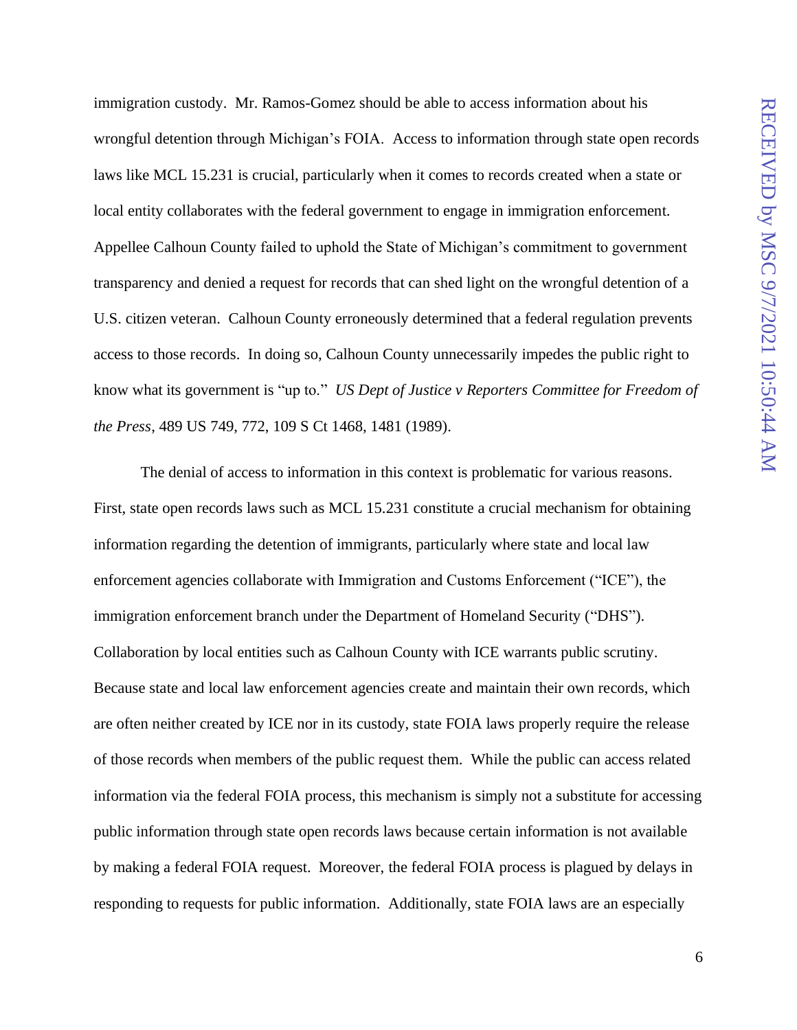immigration custody. Mr. Ramos-Gomez should be able to access information about his wrongful detention through Michigan's FOIA. Access to information through state open records laws like MCL 15.231 is crucial, particularly when it comes to records created when a state or local entity collaborates with the federal government to engage in immigration enforcement. Appellee Calhoun County failed to uphold the State of Michigan's commitment to government transparency and denied a request for records that can shed light on the wrongful detention of a U.S. citizen veteran. Calhoun County erroneously determined that a federal regulation prevents access to those records. In doing so, Calhoun County unnecessarily impedes the public right to know what its government is "up to." *US Dept of Justice v Reporters Committee for Freedom of the Press*, 489 US 749, 772, 109 S Ct 1468, 1481 (1989).

The denial of access to information in this context is problematic for various reasons. First, state open records laws such as MCL 15.231 constitute a crucial mechanism for obtaining information regarding the detention of immigrants, particularly where state and local law enforcement agencies collaborate with Immigration and Customs Enforcement ("ICE"), the immigration enforcement branch under the Department of Homeland Security ("DHS"). Collaboration by local entities such as Calhoun County with ICE warrants public scrutiny. Because state and local law enforcement agencies create and maintain their own records, which are often neither created by ICE nor in its custody, state FOIA laws properly require the release of those records when members of the public request them. While the public can access related information via the federal FOIA process, this mechanism is simply not a substitute for accessing public information through state open records laws because certain information is not available by making a federal FOIA request. Moreover, the federal FOIA process is plagued by delays in responding to requests for public information. Additionally, state FOIA laws are an especially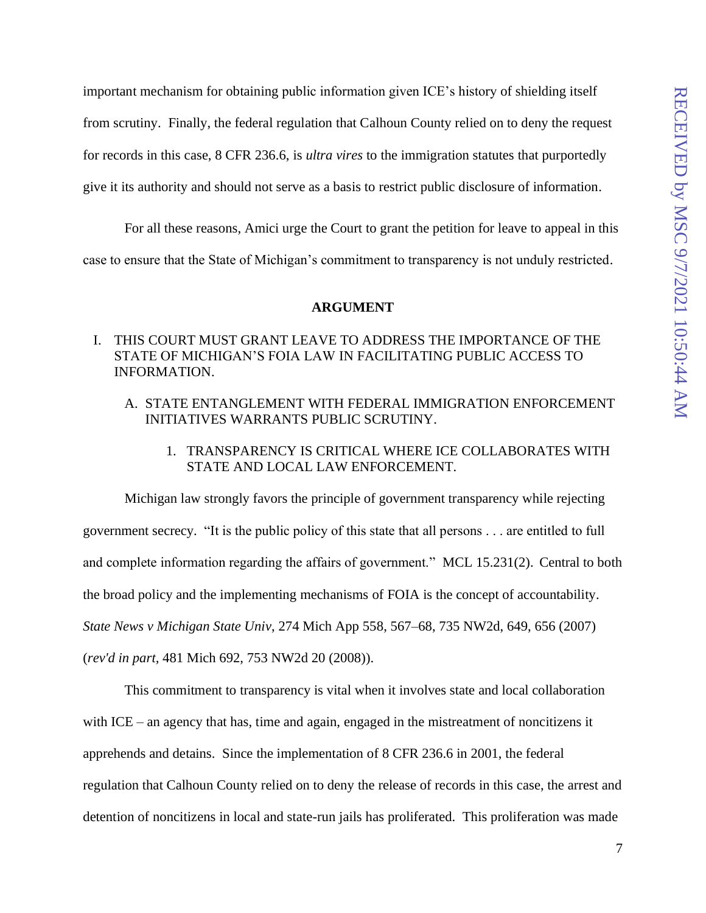important mechanism for obtaining public information given ICE's history of shielding itself from scrutiny. Finally, the federal regulation that Calhoun County relied on to deny the request for records in this case, 8 CFR 236.6, is *ultra vires* to the immigration statutes that purportedly give it its authority and should not serve as a basis to restrict public disclosure of information.

For all these reasons, Amici urge the Court to grant the petition for leave to appeal in this case to ensure that the State of Michigan's commitment to transparency is not unduly restricted.

## ARGUMENT

### I. THIS COURT MUST GRANT LEAVE TO ADDRESS THE IMPORTANCE OF THE STATE OF MICHIGAN'S FOIA LAW IN FACILITATING PUBLIC ACCESS TO INFORMATION.

#### A. STATE ENTANGLEMENT WITH FEDERAL IMMIGRATION ENFORCEMENT INITIATIVES WARRANTS PUBLIC SCRUTINY.

##### 1. TRANSPARENCY IS CRITICAL WHERE ICE COLLABORATES WITH STATE AND LOCAL LAW ENFORCEMENT.

Michigan law strongly favors the principle of government transparency while rejecting government secrecy. "It is the public policy of this state that all persons . . . are entitled to full and complete information regarding the affairs of government." MCL 15.231(2). Central to both the broad policy and the implementing mechanisms of FOIA is the concept of accountability. *State News v Michigan State Univ*, 274 Mich App 558, 567–68, 735 NW2d, 649, 656 (2007) (*rev'd in part*, 481 Mich 692, 753 NW2d 20 (2008)).

This commitment to transparency is vital when it involves state and local collaboration with ICE – an agency that has, time and again, engaged in the mistreatment of noncitizens it apprehends and detains. Since the implementation of 8 CFR 236.6 in 2001, the federal regulation that Calhoun County relied on to deny the release of records in this case, the arrest and detention of noncitizens in local and state-run jails has proliferated. This proliferation was made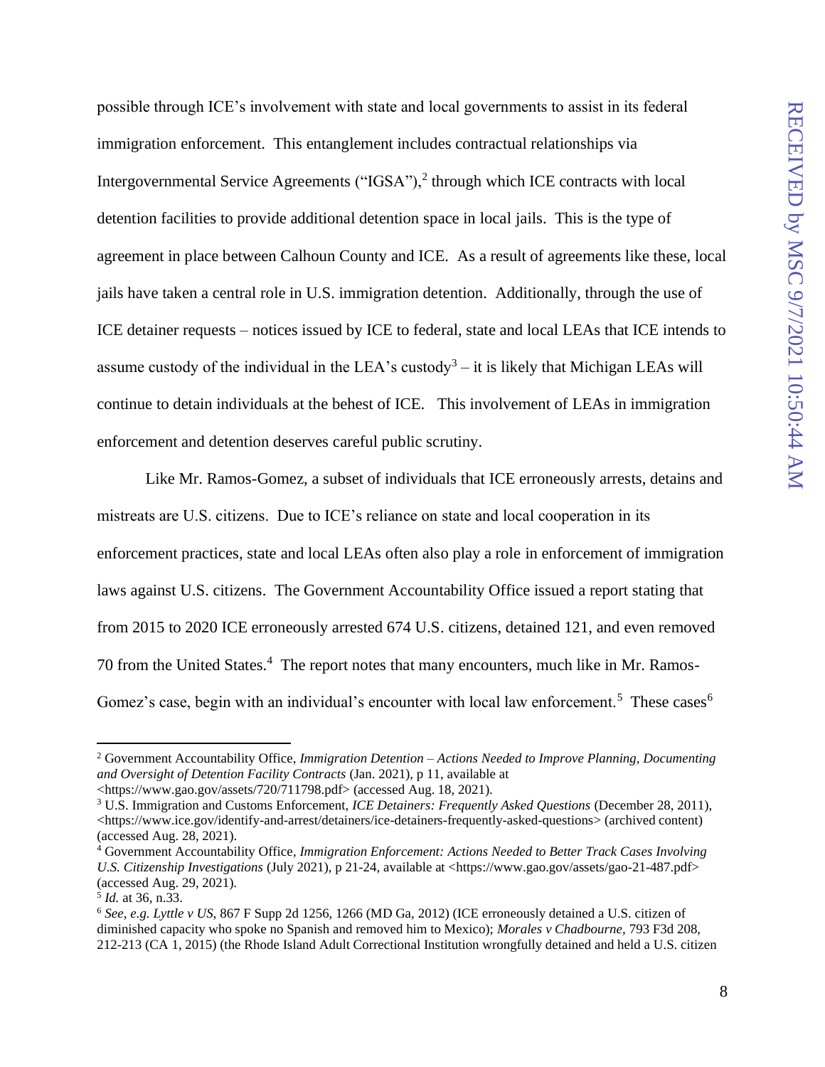possible through ICE's involvement with state and local governments to assist in its federal immigration enforcement. This entanglement includes contractual relationships via Intergovernmental Service Agreements ("IGSA"),[2] through which ICE contracts with local detention facilities to provide additional detention space in local jails. This is the type of agreement in place between Calhoun County and ICE. As a result of agreements like these, local jails have taken a central role in U.S. immigration detention. Additionally, through the use of ICE detainer requests – notices issued by ICE to federal, state and local LEAs that ICE intends to assume custody of the individual in the LEA's custody[3] – it is likely that Michigan LEAs will continue to detain individuals at the behest of ICE. This involvement of LEAs in immigration enforcement and detention deserves careful public scrutiny.

Like Mr. Ramos-Gomez, a subset of individuals that ICE erroneously arrests, detains and mistreats are U.S. citizens. Due to ICE's reliance on state and local cooperation in its enforcement practices, state and local LEAs often also play a role in enforcement of immigration laws against U.S. citizens. The Government Accountability Office issued a report stating that from 2015 to 2020 ICE erroneously arrested 674 U.S. citizens, detained 121, and even removed 70 from the United States.[4] The report notes that many encounters, much like in Mr. Ramos-Gomez's case, begin with an individual's encounter with local law enforcement.[5] These cases[6]

---

[2] Government Accountability Office, *Immigration Detention – Actions Needed to Improve Planning, Documenting and Oversight of Detention Facility Contracts* (Jan. 2021), p 11, available at <https://www.gao.gov/assets/720/711798.pdf> (accessed Aug. 18, 2021).

[3] U.S. Immigration and Customs Enforcement, *ICE Detainers: Frequently Asked Questions* (December 28, 2011), <https://www.ice.gov/identify-and-arrest/detainers/ice-detainers-frequently-asked-questions> (archived content) (accessed Aug. 28, 2021).

[4] Government Accountability Office, *Immigration Enforcement: Actions Needed to Better Track Cases Involving U.S. Citizenship Investigations* (July 2021), p 21-24, available at <https://www.gao.gov/assets/gao-21-487.pdf> (accessed Aug. 29, 2021).

[5] *Id.* at 36, n.33.

[6] *See, e.g. Lyttle v US,* 867 F Supp 2d 1256, 1266 (MD Ga, 2012) (ICE erroneously detained a U.S. citizen of diminished capacity who spoke no Spanish and removed him to Mexico); *Morales v Chadbourne,* 793 F3d 208, 212-213 (CA 1, 2015) (the Rhode Island Adult Correctional Institution wrongfully detained and held a U.S. citizen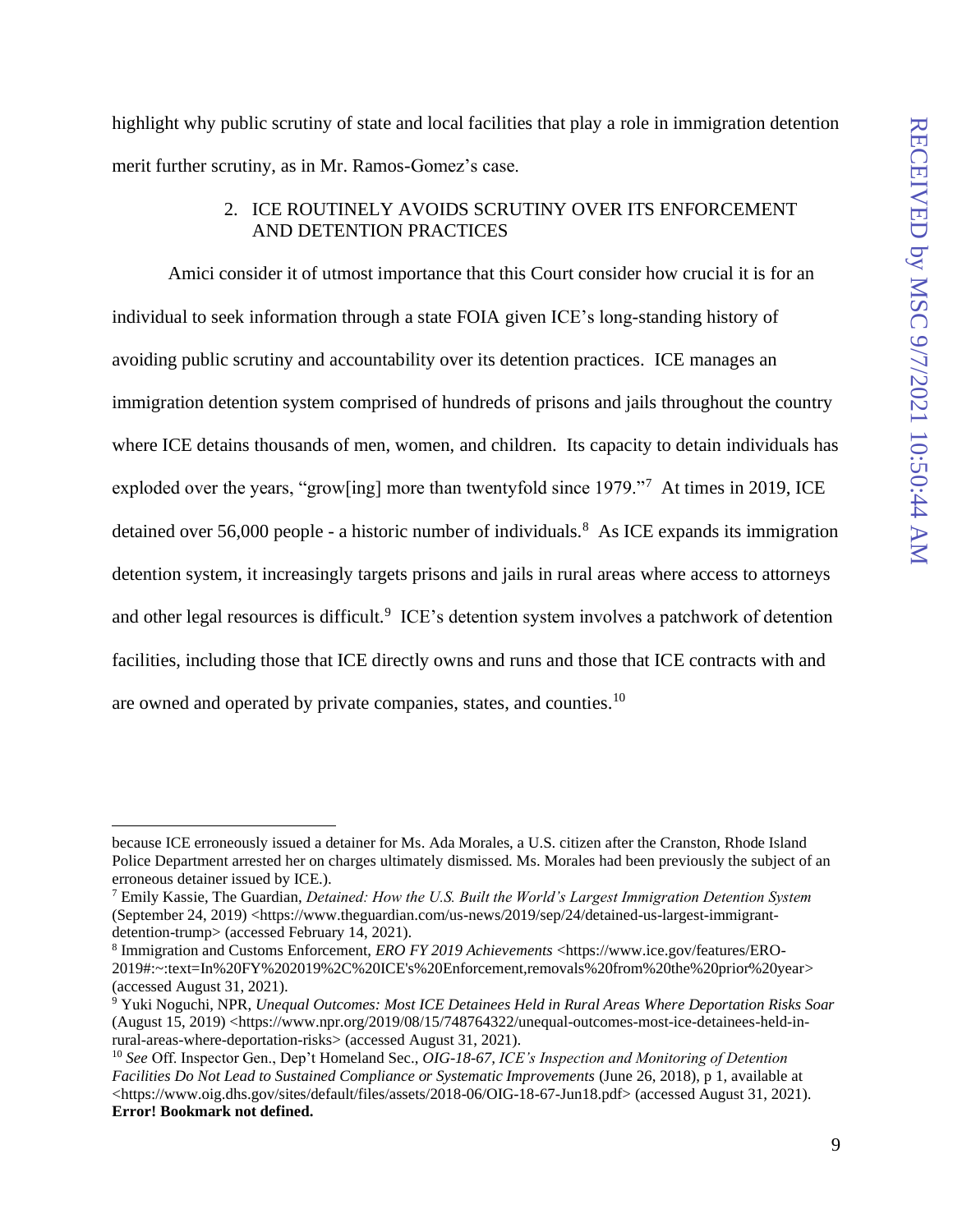highlight why public scrutiny of state and local facilities that play a role in immigration detention merit further scrutiny, as in Mr. Ramos-Gomez's case.

### 2. ICE ROUTINELY AVOIDS SCRUTINY OVER ITS ENFORCEMENT AND DETENTION PRACTICES

Amici consider it of utmost importance that this Court consider how crucial it is for an individual to seek information through a state FOIA given ICE's long-standing history of avoiding public scrutiny and accountability over its detention practices. ICE manages an immigration detention system comprised of hundreds of prisons and jails throughout the country where ICE detains thousands of men, women, and children. Its capacity to detain individuals has exploded over the years, "grow[ing] more than twentyfold since 1979."[7] At times in 2019, ICE detained over 56,000 people - a historic number of individuals.[8] As ICE expands its immigration detention system, it increasingly targets prisons and jails in rural areas where access to attorneys and other legal resources is difficult.[9] ICE's detention system involves a patchwork of detention facilities, including those that ICE directly owns and runs and those that ICE contracts with and are owned and operated by private companies, states, and counties.[10]

---

because ICE erroneously issued a detainer for Ms. Ada Morales, a U.S. citizen after the Cranston, Rhode Island Police Department arrested her on charges ultimately dismissed. Ms. Morales had been previously the subject of an erroneous detainer issued by ICE.).

[7] Emily Kassie, The Guardian, *Detained: How the U.S. Built the World's Largest Immigration Detention System* (September 24, 2019) <https://www.theguardian.com/us-news/2019/sep/24/detained-us-largest-immigrant-detention-trump> (accessed February 14, 2021).

[8] Immigration and Customs Enforcement, *ERO FY 2019 Achievements* <https://www.ice.gov/features/ERO-2019#:~:text=In%20FY%202019%2C%20ICE's%20Enforcement,removals%20from%20the%20prior%20year> (accessed August 31, 2021).

[9] Yuki Noguchi, NPR, *Unequal Outcomes: Most ICE Detainees Held in Rural Areas Where Deportation Risks Soar* (August 15, 2019) <https://www.npr.org/2019/08/15/748764322/unequal-outcomes-most-ice-detainees-held-in-rural-areas-where-deportation-risks> (accessed August 31, 2021).

[10] *See* Off. Inspector Gen., Dep't Homeland Sec., *OIG-18-67, ICE's Inspection and Monitoring of Detention Facilities Do Not Lead to Sustained Compliance or Systematic Improvements* (June 26, 2018), p 1, available at <https://www.oig.dhs.gov/sites/default/files/assets/2018-06/OIG-18-67-Jun18.pdf> (accessed August 31, 2021). **Error! Bookmark not defined.**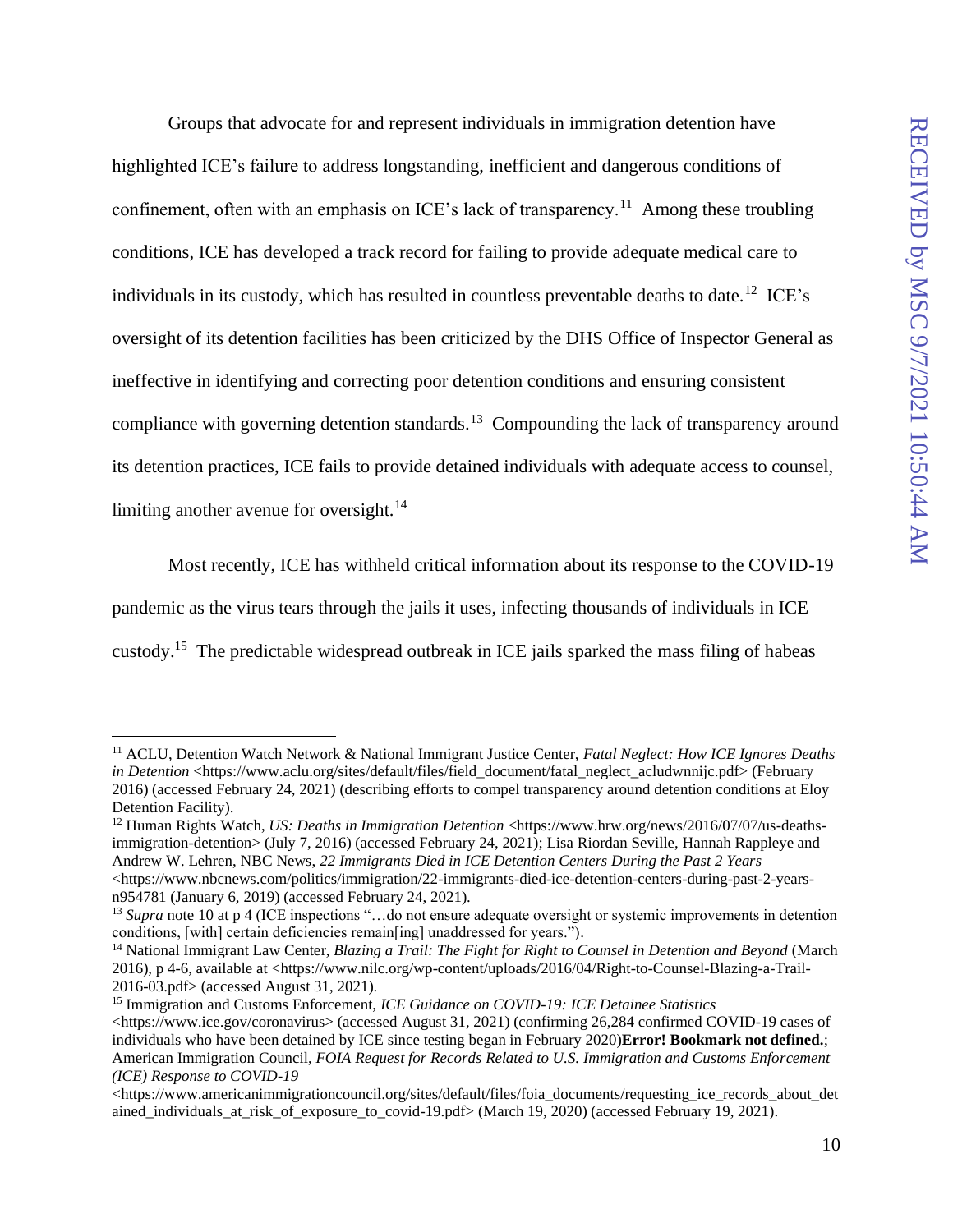Groups that advocate for and represent individuals in immigration detention have highlighted ICE's failure to address longstanding, inefficient and dangerous conditions of confinement, often with an emphasis on ICE's lack of transparency.[11] Among these troubling conditions, ICE has developed a track record for failing to provide adequate medical care to individuals in its custody, which has resulted in countless preventable deaths to date.[12] ICE's oversight of its detention facilities has been criticized by the DHS Office of Inspector General as ineffective in identifying and correcting poor detention conditions and ensuring consistent compliance with governing detention standards.[13] Compounding the lack of transparency around its detention practices, ICE fails to provide detained individuals with adequate access to counsel, limiting another avenue for oversight.[14]

Most recently, ICE has withheld critical information about its response to the COVID-19 pandemic as the virus tears through the jails it uses, infecting thousands of individuals in ICE custody.[15] The predictable widespread outbreak in ICE jails sparked the mass filing of habeas

---

[11] ACLU, Detention Watch Network & National Immigrant Justice Center, *Fatal Neglect: How ICE Ignores Deaths in Detention* <https://www.aclu.org/sites/default/files/field_document/fatal_neglect_acludwnnijc.pdf> (February 2016) (accessed February 24, 2021) (describing efforts to compel transparency around detention conditions at Eloy Detention Facility).

[12] Human Rights Watch, *US: Deaths in Immigration Detention* <https://www.hrw.org/news/2016/07/07/us-deaths-immigration-detention> (July 7, 2016) (accessed February 24, 2021); Lisa Riordan Seville, Hannah Rappleye and Andrew W. Lehren, NBC News, *22 Immigrants Died in ICE Detention Centers During the Past 2 Years* <https://www.nbcnews.com/politics/immigration/22-immigrants-died-ice-detention-centers-during-past-2-years-n954781 (January 6, 2019) (accessed February 24, 2021).

[13] *Supra* note 10 at p 4 (ICE inspections "…do not ensure adequate oversight or systemic improvements in detention conditions, [with] certain deficiencies remain[ing] unaddressed for years.").

[14] National Immigrant Law Center, *Blazing a Trail: The Fight for Right to Counsel in Detention and Beyond* (March 2016), p 4-6, available at <https://www.nilc.org/wp-content/uploads/2016/04/Right-to-Counsel-Blazing-a-Trail-2016-03.pdf> (accessed August 31, 2021).

[15] Immigration and Customs Enforcement, *ICE Guidance on COVID-19: ICE Detainee Statistics* <https://www.ice.gov/coronavirus> (accessed August 31, 2021) (confirming 26,284 confirmed COVID-19 cases of individuals who have been detained by ICE since testing began in February 2020)**Error! Bookmark not defined.**; American Immigration Council, *FOIA Request for Records Related to U.S. Immigration and Customs Enforcement (ICE) Response to COVID-19* <https://www.americanimmigrationcouncil.org/sites/default/files/foia_documents/requesting_ice_records_about_detained_individuals_at_risk_of_exposure_to_covid-19.pdf> (March 19, 2020) (accessed February 19, 2021).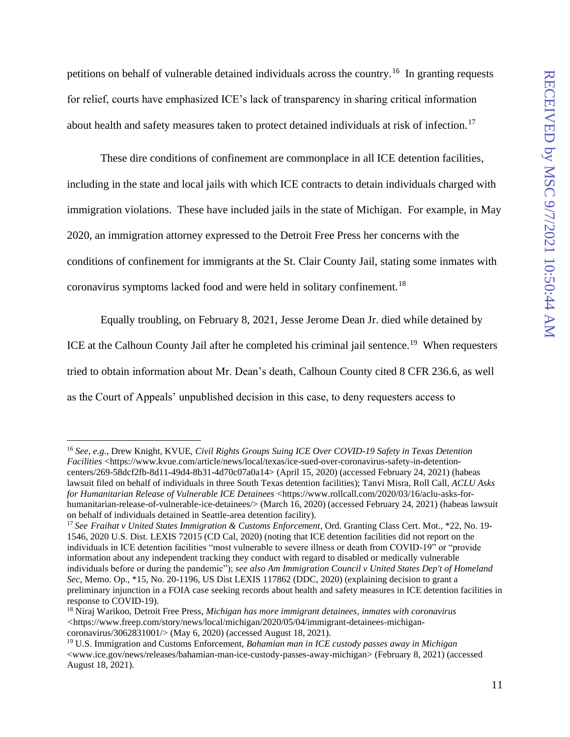petitions on behalf of vulnerable detained individuals across the country.[16] In granting requests for relief, courts have emphasized ICE's lack of transparency in sharing critical information about health and safety measures taken to protect detained individuals at risk of infection.[17]

These dire conditions of confinement are commonplace in all ICE detention facilities, including in the state and local jails with which ICE contracts to detain individuals charged with immigration violations. These have included jails in the state of Michigan. For example, in May 2020, an immigration attorney expressed to the Detroit Free Press her concerns with the conditions of confinement for immigrants at the St. Clair County Jail, stating some inmates with coronavirus symptoms lacked food and were held in solitary confinement.[18]

Equally troubling, on February 8, 2021, Jesse Jerome Dean Jr. died while detained by ICE at the Calhoun County Jail after he completed his criminal jail sentence.[19] When requesters tried to obtain information about Mr. Dean's death, Calhoun County cited 8 CFR 236.6, as well as the Court of Appeals' unpublished decision in this case, to deny requesters access to

---

[16] *See, e.g.*, Drew Knight, KVUE, *Civil Rights Groups Suing ICE Over COVID-19 Safety in Texas Detention Facilities* <https://www.kvue.com/article/news/local/texas/ice-sued-over-coronavirus-safety-in-detention-centers/269-58dcf2fb-8d11-49d4-8b31-4d70c07a0a14> (April 15, 2020) (accessed February 24, 2021) (habeas lawsuit filed on behalf of individuals in three South Texas detention facilities); Tanvi Misra, Roll Call, *ACLU Asks for Humanitarian Release of Vulnerable ICE Detainees* <https://www.rollcall.com/2020/03/16/aclu-asks-for-humanitarian-release-of-vulnerable-ice-detainees/> (March 16, 2020) (accessed February 24, 2021) (habeas lawsuit on behalf of individuals detained in Seattle-area detention facility).

[17] *See Fraihat v United States Immigration & Customs Enforcement*, Ord. Granting Class Cert. Mot., *22, No. 19-1546, 2020 U.S. Dist. LEXIS 72015 (CD Cal, 2020) (noting that ICE detention facilities did not report on the individuals in ICE detention facilities "most vulnerable to severe illness or death from COVID-19" or "provide information about any independent tracking they conduct with regard to disabled or medically vulnerable individuals before or during the pandemic"); *see also Am Immigration Council v United States Dep't of Homeland Sec*, Memo. Op., *15, No. 20-1196, US Dist LEXIS 117862 (DDC, 2020) (explaining decision to grant a preliminary injunction in a FOIA case seeking records about health and safety measures in ICE detention facilities in response to COVID-19).

[18] Niraj Warikoo, Detroit Free Press, *Michigan has more immigrant detainees, inmates with coronavirus* <https://www.freep.com/story/news/local/michigan/2020/05/04/immigrant-detainees-michigan-coronavirus/3062831001/> (May 6, 2020) (accessed August 18, 2021).

[19] U.S. Immigration and Customs Enforcement, *Bahamian man in ICE custody passes away in Michigan* <www.ice.gov/news/releases/bahamian-man-ice-custody-passes-away-michigan> (February 8, 2021) (accessed August 18, 2021).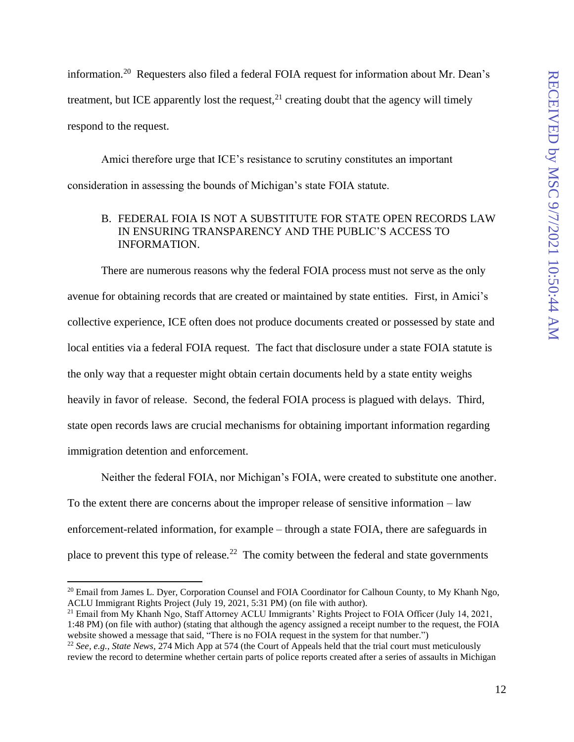information.[20] Requesters also filed a federal FOIA request for information about Mr. Dean's treatment, but ICE apparently lost the request,[21] creating doubt that the agency will timely respond to the request.

Amici therefore urge that ICE's resistance to scrutiny constitutes an important consideration in assessing the bounds of Michigan's state FOIA statute.

### B. FEDERAL FOIA IS NOT A SUBSTITUTE FOR STATE OPEN RECORDS LAW IN ENSURING TRANSPARENCY AND THE PUBLIC'S ACCESS TO INFORMATION.

There are numerous reasons why the federal FOIA process must not serve as the only avenue for obtaining records that are created or maintained by state entities. First, in Amici's collective experience, ICE often does not produce documents created or possessed by state and local entities via a federal FOIA request. The fact that disclosure under a state FOIA statute is the only way that a requester might obtain certain documents held by a state entity weighs heavily in favor of release. Second, the federal FOIA process is plagued with delays. Third, state open records laws are crucial mechanisms for obtaining important information regarding immigration detention and enforcement.

Neither the federal FOIA, nor Michigan's FOIA, were created to substitute one another. To the extent there are concerns about the improper release of sensitive information – law enforcement-related information, for example – through a state FOIA, there are safeguards in place to prevent this type of release.[22] The comity between the federal and state governments

---

[20] Email from James L. Dyer, Corporation Counsel and FOIA Coordinator for Calhoun County, to My Khanh Ngo, ACLU Immigrant Rights Project (July 19, 2021, 5:31 PM) (on file with author).

[21] Email from My Khanh Ngo, Staff Attorney ACLU Immigrants' Rights Project to FOIA Officer (July 14, 2021, 1:48 PM) (on file with author) (stating that although the agency assigned a receipt number to the request, the FOIA website showed a message that said, "There is no FOIA request in the system for that number.")

[22] *See, e.g.*, *State News*, 274 Mich App at 574 (the Court of Appeals held that the trial court must meticulously review the record to determine whether certain parts of police reports created after a series of assaults in Michigan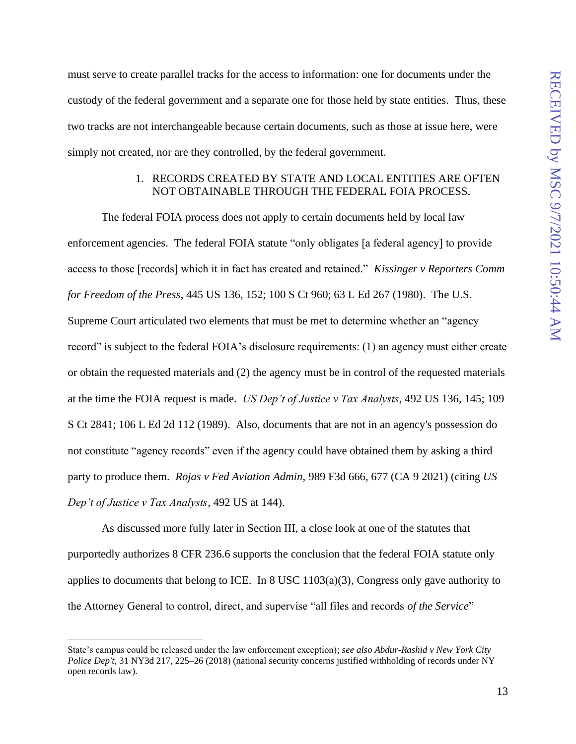must serve to create parallel tracks for the access to information: one for documents under the custody of the federal government and a separate one for those held by state entities. Thus, these two tracks are not interchangeable because certain documents, such as those at issue here, were simply not created, nor are they controlled, by the federal government.

### 1. RECORDS CREATED BY STATE AND LOCAL ENTITIES ARE OFTEN NOT OBTAINABLE THROUGH THE FEDERAL FOIA PROCESS.

The federal FOIA process does not apply to certain documents held by local law enforcement agencies. The federal FOIA statute "only obligates [a federal agency] to provide access to those [records] which it in fact has created and retained." *Kissinger v Reporters Comm for Freedom of the Press*, 445 US 136, 152; 100 S Ct 960; 63 L Ed 267 (1980). The U.S. Supreme Court articulated two elements that must be met to determine whether an "agency record" is subject to the federal FOIA's disclosure requirements: (1) an agency must either create or obtain the requested materials and (2) the agency must be in control of the requested materials at the time the FOIA request is made. *US Dep't of Justice v Tax Analysts*, 492 US 136, 145; 109 S Ct 2841; 106 L Ed 2d 112 (1989). Also, documents that are not in an agency's possession do not constitute "agency records" even if the agency could have obtained them by asking a third party to produce them. *Rojas v Fed Aviation Admin*, 989 F3d 666, 677 (CA 9 2021) (citing *US Dep't of Justice v Tax Analysts*, 492 US at 144).

As discussed more fully later in Section III, a close look at one of the statutes that purportedly authorizes 8 CFR 236.6 supports the conclusion that the federal FOIA statute only applies to documents that belong to ICE. In 8 USC 1103(a)(3), Congress only gave authority to the Attorney General to control, direct, and supervise "all files and records *of the Service*"

---

State's campus could be released under the law enforcement exception); *see also Abdur-Rashid v New York City Police Dep't,* 31 NY3d 217, 225–26 (2018) (national security concerns justified withholding of records under NY open records law).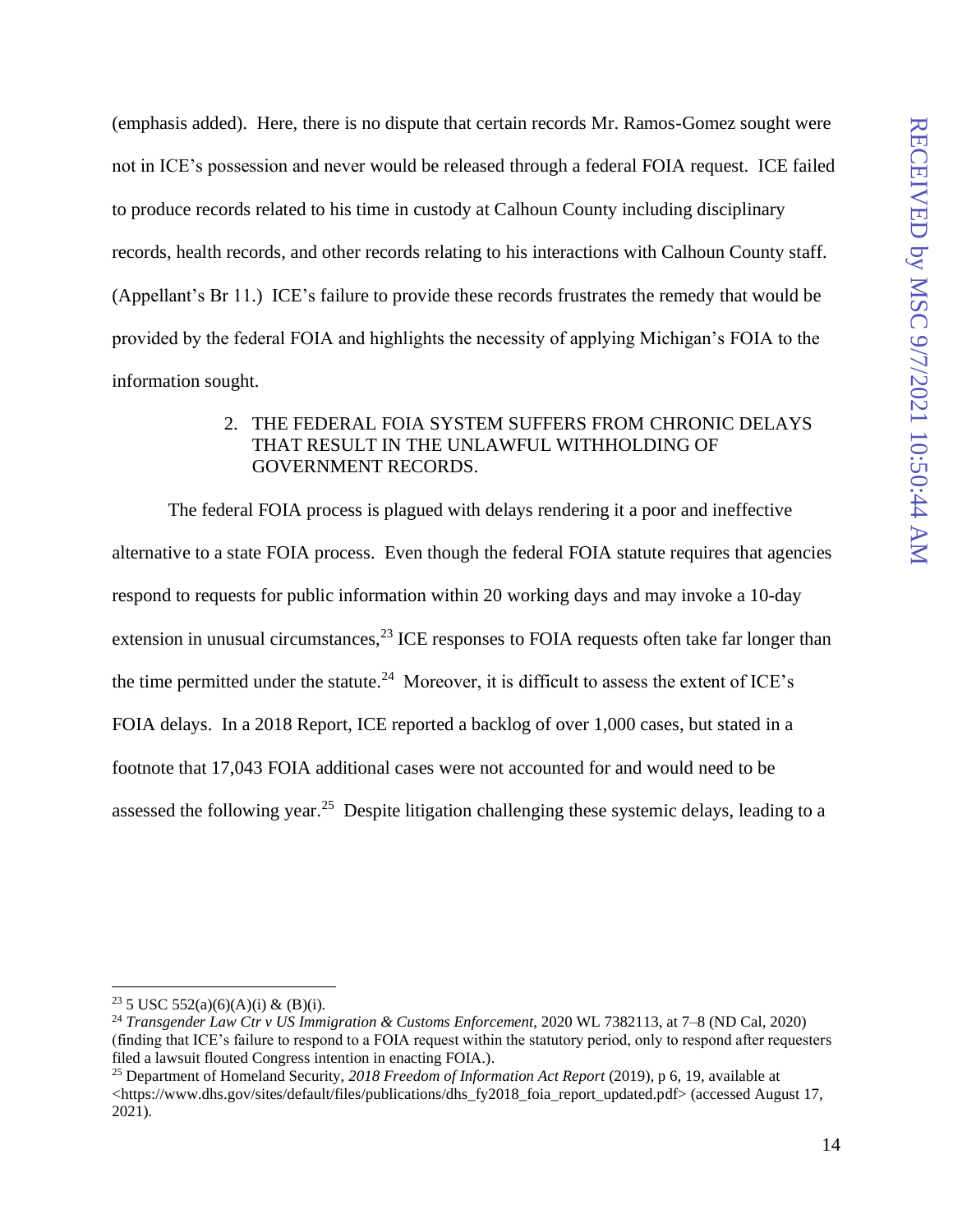(emphasis added). Here, there is no dispute that certain records Mr. Ramos-Gomez sought were not in ICE's possession and never would be released through a federal FOIA request. ICE failed to produce records related to his time in custody at Calhoun County including disciplinary records, health records, and other records relating to his interactions with Calhoun County staff. (Appellant's Br 11.) ICE's failure to provide these records frustrates the remedy that would be provided by the federal FOIA and highlights the necessity of applying Michigan's FOIA to the information sought.

### 2. THE FEDERAL FOIA SYSTEM SUFFERS FROM CHRONIC DELAYS THAT RESULT IN THE UNLAWFUL WITHHOLDING OF GOVERNMENT RECORDS.

The federal FOIA process is plagued with delays rendering it a poor and ineffective alternative to a state FOIA process. Even though the federal FOIA statute requires that agencies respond to requests for public information within 20 working days and may invoke a 10-day extension in unusual circumstances,[23] ICE responses to FOIA requests often take far longer than the time permitted under the statute.[24] Moreover, it is difficult to assess the extent of ICE's FOIA delays. In a 2018 Report, ICE reported a backlog of over 1,000 cases, but stated in a footnote that 17,043 FOIA additional cases were not accounted for and would need to be assessed the following year.[25] Despite litigation challenging these systemic delays, leading to a

---

[23] 5 USC 552(a)(6)(A)(i) & (B)(i).

[24] *Transgender Law Ctr v US Immigration & Customs Enforcement*, 2020 WL 7382113, at 7–8 (ND Cal, 2020) (finding that ICE's failure to respond to a FOIA request within the statutory period, only to respond after requesters filed a lawsuit flouted Congress intention in enacting FOIA.).

[25] Department of Homeland Security, *2018 Freedom of Information Act Report* (2019), p 6, 19, available at <https://www.dhs.gov/sites/default/files/publications/dhs_fy2018_foia_report_updated.pdf> (accessed August 17, 2021).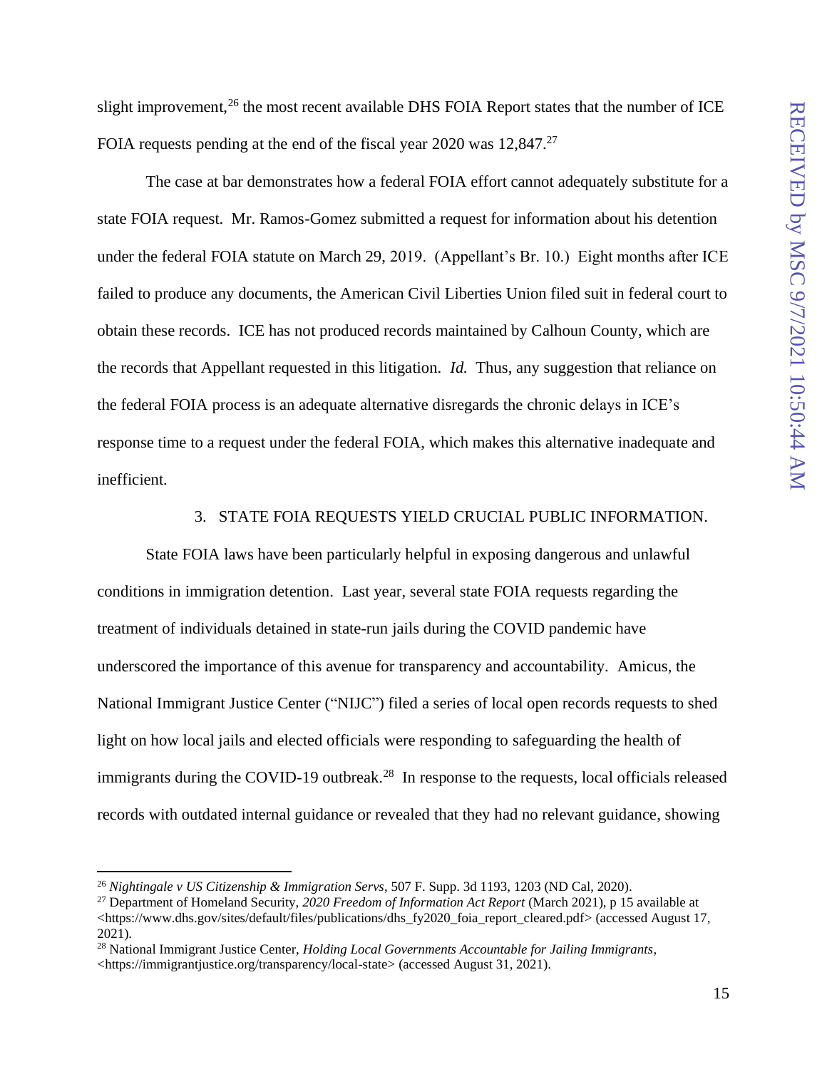slight improvement,[26] the most recent available DHS FOIA Report states that the number of ICE FOIA requests pending at the end of the fiscal year 2020 was 12,847.[27]

The case at bar demonstrates how a federal FOIA effort cannot adequately substitute for a state FOIA request. Mr. Ramos-Gomez submitted a request for information about his detention under the federal FOIA statute on March 29, 2019. (Appellant's Br. 10.) Eight months after ICE failed to produce any documents, the American Civil Liberties Union filed suit in federal court to obtain these records. ICE has not produced records maintained by Calhoun County, which are the records that Appellant requested in this litigation. *Id.* Thus, any suggestion that reliance on the federal FOIA process is an adequate alternative disregards the chronic delays in ICE's response time to a request under the federal FOIA, which makes this alternative inadequate and inefficient.

### 3. STATE FOIA REQUESTS YIELD CRUCIAL PUBLIC INFORMATION.

State FOIA laws have been particularly helpful in exposing dangerous and unlawful conditions in immigration detention. Last year, several state FOIA requests regarding the treatment of individuals detained in state-run jails during the COVID pandemic have underscored the importance of this avenue for transparency and accountability. Amicus, the National Immigrant Justice Center ("NIJC") filed a series of local open records requests to shed light on how local jails and elected officials were responding to safeguarding the health of immigrants during the COVID-19 outbreak.[28] In response to the requests, local officials released records with outdated internal guidance or revealed that they had no relevant guidance, showing

---

[26] *Nightingale v US Citizenship & Immigration Servs*, 507 F. Supp. 3d 1193, 1203 (ND Cal, 2020).

[27] Department of Homeland Security, *2020 Freedom of Information Act Report* (March 2021), p 15 available at <https://www.dhs.gov/sites/default/files/publications/dhs_fy2020_foia_report_cleared.pdf> (accessed August 17, 2021).

[28] National Immigrant Justice Center, *Holding Local Governments Accountable for Jailing Immigrants*, <https://immigrantjustice.org/transparency/local-state> (accessed August 31, 2021).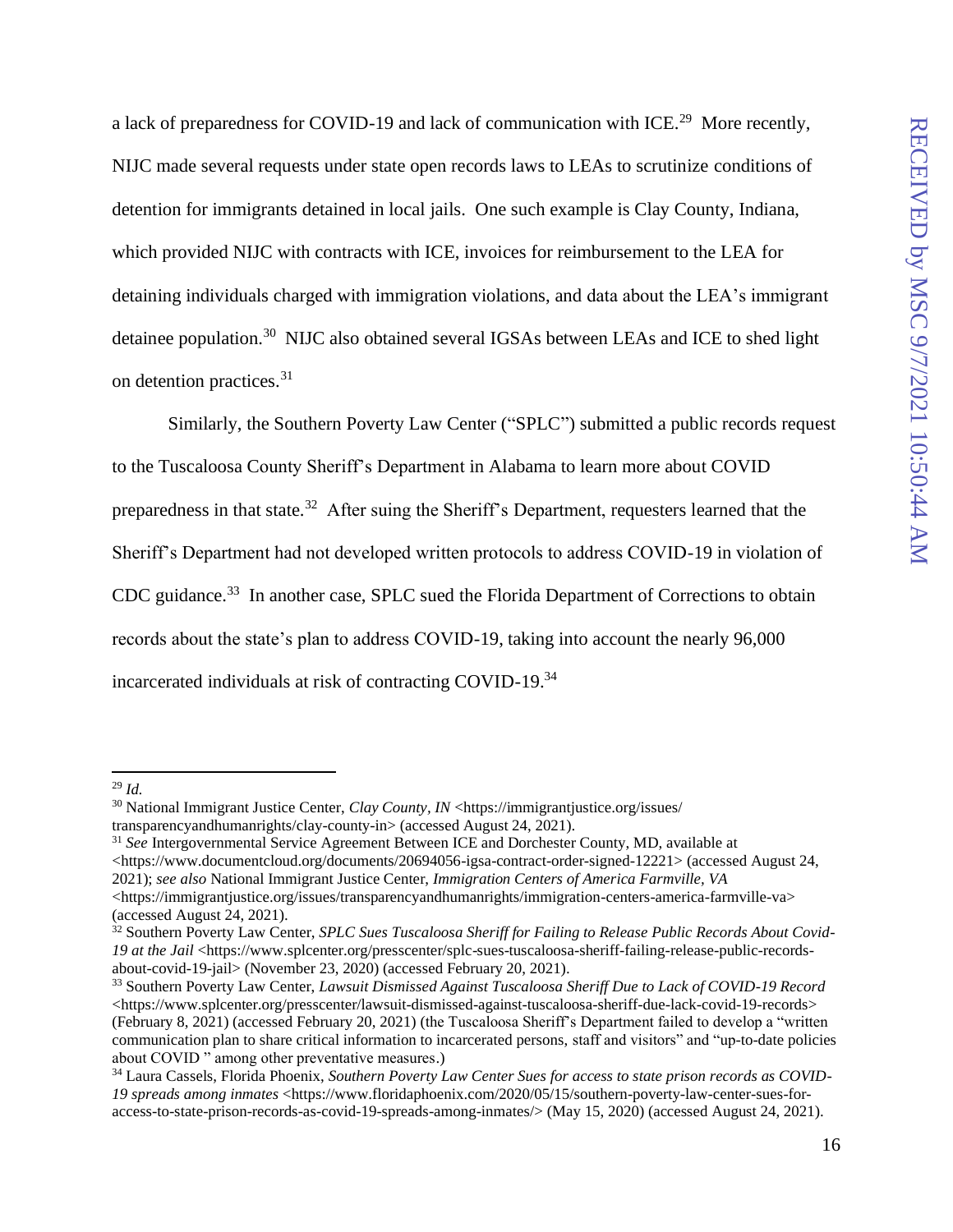a lack of preparedness for COVID-19 and lack of communication with ICE.[29] More recently, NIJC made several requests under state open records laws to LEAs to scrutinize conditions of detention for immigrants detained in local jails. One such example is Clay County, Indiana, which provided NIJC with contracts with ICE, invoices for reimbursement to the LEA for detaining individuals charged with immigration violations, and data about the LEA's immigrant detainee population.[30] NIJC also obtained several IGSAs between LEAs and ICE to shed light on detention practices.[31]

Similarly, the Southern Poverty Law Center ("SPLC") submitted a public records request to the Tuscaloosa County Sheriff's Department in Alabama to learn more about COVID preparedness in that state.[32] After suing the Sheriff's Department, requesters learned that the Sheriff's Department had not developed written protocols to address COVID-19 in violation of CDC guidance.[33] In another case, SPLC sued the Florida Department of Corrections to obtain records about the state's plan to address COVID-19, taking into account the nearly 96,000 incarcerated individuals at risk of contracting COVID-19.[34]

---

[29] *Id.*

[30] National Immigrant Justice Center, *Clay County, IN* <https://immigrantjustice.org/issues/transparencyandhumanrights/clay-county-in> (accessed August 24, 2021).

[31] *See* Intergovernmental Service Agreement Between ICE and Dorchester County, MD, available at <https://www.documentcloud.org/documents/20694056-igsa-contract-order-signed-12221> (accessed August 24, 2021); *see also* National Immigrant Justice Center, *Immigration Centers of America Farmville, VA* <https://immigrantjustice.org/issues/transparencyandhumanrights/immigration-centers-america-farmville-va> (accessed August 24, 2021).

[32] Southern Poverty Law Center, *SPLC Sues Tuscaloosa Sheriff for Failing to Release Public Records About Covid-19 at the Jail* <https://www.splcenter.org/presscenter/splc-sues-tuscaloosa-sheriff-failing-release-public-records-about-covid-19-jail> (November 23, 2020) (accessed February 20, 2021).

[33] Southern Poverty Law Center, *Lawsuit Dismissed Against Tuscaloosa Sheriff Due to Lack of COVID-19 Record* <https://www.splcenter.org/presscenter/lawsuit-dismissed-against-tuscaloosa-sheriff-due-lack-covid-19-records> (February 8, 2021) (accessed February 20, 2021) (the Tuscaloosa Sheriff's Department failed to develop a "written communication plan to share critical information to incarcerated persons, staff and visitors" and "up-to-date policies about COVID " among other preventative measures.)

[34] Laura Cassels, Florida Phoenix, *Southern Poverty Law Center Sues for access to state prison records as COVID-19 spreads among inmates* <https://www.floridaphoenix.com/2020/05/15/southern-poverty-law-center-sues-for-access-to-state-prison-records-as-covid-19-spreads-among-inmates/> (May 15, 2020) (accessed August 24, 2021).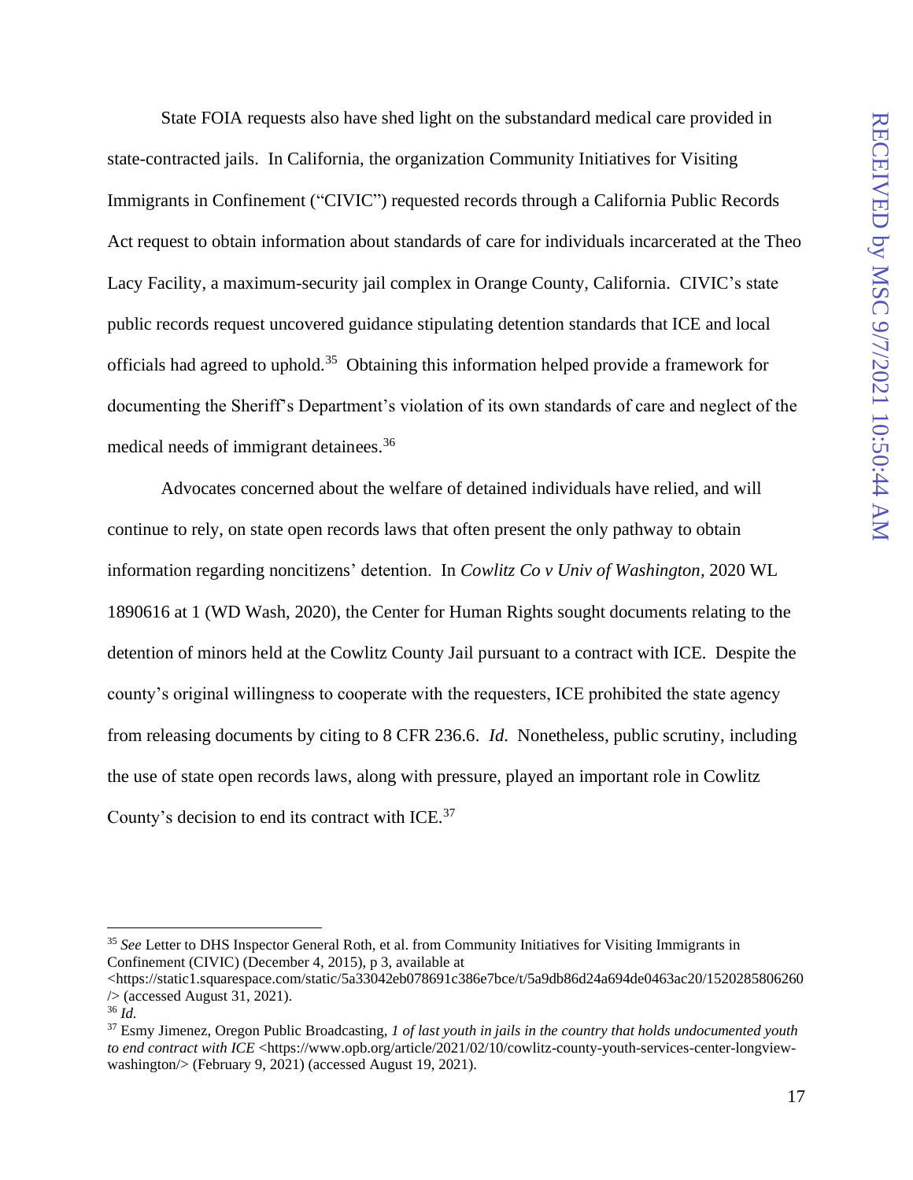State FOIA requests also have shed light on the substandard medical care provided in state-contracted jails. In California, the organization Community Initiatives for Visiting Immigrants in Confinement ("CIVIC") requested records through a California Public Records Act request to obtain information about standards of care for individuals incarcerated at the Theo Lacy Facility, a maximum-security jail complex in Orange County, California. CIVIC's state public records request uncovered guidance stipulating detention standards that ICE and local officials had agreed to uphold.[35] Obtaining this information helped provide a framework for documenting the Sheriff's Department's violation of its own standards of care and neglect of the medical needs of immigrant detainees.[36]

Advocates concerned about the welfare of detained individuals have relied, and will continue to rely, on state open records laws that often present the only pathway to obtain information regarding noncitizens' detention. In *Cowlitz Co v Univ of Washington*, 2020 WL 1890616 at 1 (WD Wash, 2020), the Center for Human Rights sought documents relating to the detention of minors held at the Cowlitz County Jail pursuant to a contract with ICE. Despite the county's original willingness to cooperate with the requesters, ICE prohibited the state agency from releasing documents by citing to 8 CFR 236.6. *Id*. Nonetheless, public scrutiny, including the use of state open records laws, along with pressure, played an important role in Cowlitz County's decision to end its contract with ICE.[37]

---

[35] *See* Letter to DHS Inspector General Roth, et al. from Community Initiatives for Visiting Immigrants in Confinement (CIVIC) (December 4, 2015), p 3, available at <https://static1.squarespace.com/static/5a33042eb078691c386e7bce/t/5a9db86d24a694de0463ac20/1520285806260/> (accessed August 31, 2021).

[36] *Id.*

[37] Esmy Jimenez, Oregon Public Broadcasting, *1 of last youth in jails in the country that holds undocumented youth to end contract with ICE* <https://www.opb.org/article/2021/02/10/cowlitz-county-youth-services-center-longview-washington/> (February 9, 2021) (accessed August 19, 2021).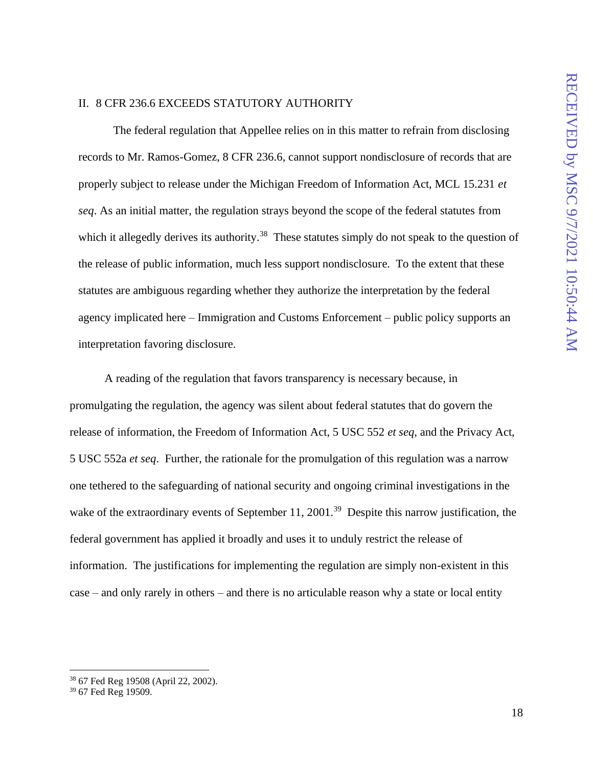## II. 8 CFR 236.6 EXCEEDS STATUTORY AUTHORITY

The federal regulation that Appellee relies on in this matter to refrain from disclosing records to Mr. Ramos-Gomez, 8 CFR 236.6, cannot support nondisclosure of records that are properly subject to release under the Michigan Freedom of Information Act, MCL 15.231 *et seq*. As an initial matter, the regulation strays beyond the scope of the federal statutes from which it allegedly derives its authority.[38] These statutes simply do not speak to the question of the release of public information, much less support nondisclosure. To the extent that these statutes are ambiguous regarding whether they authorize the interpretation by the federal agency implicated here – Immigration and Customs Enforcement – public policy supports an interpretation favoring disclosure.

A reading of the regulation that favors transparency is necessary because, in promulgating the regulation, the agency was silent about federal statutes that do govern the release of information, the Freedom of Information Act, 5 USC 552 *et seq*, and the Privacy Act, 5 USC 552a *et seq*. Further, the rationale for the promulgation of this regulation was a narrow one tethered to the safeguarding of national security and ongoing criminal investigations in the wake of the extraordinary events of September 11, 2001.[39] Despite this narrow justification, the federal government has applied it broadly and uses it to unduly restrict the release of information. The justifications for implementing the regulation are simply non-existent in this case – and only rarely in others – and there is no articulable reason why a state or local entity

---

[38] 67 Fed Reg 19508 (April 22, 2002).

[39] 67 Fed Reg 19509.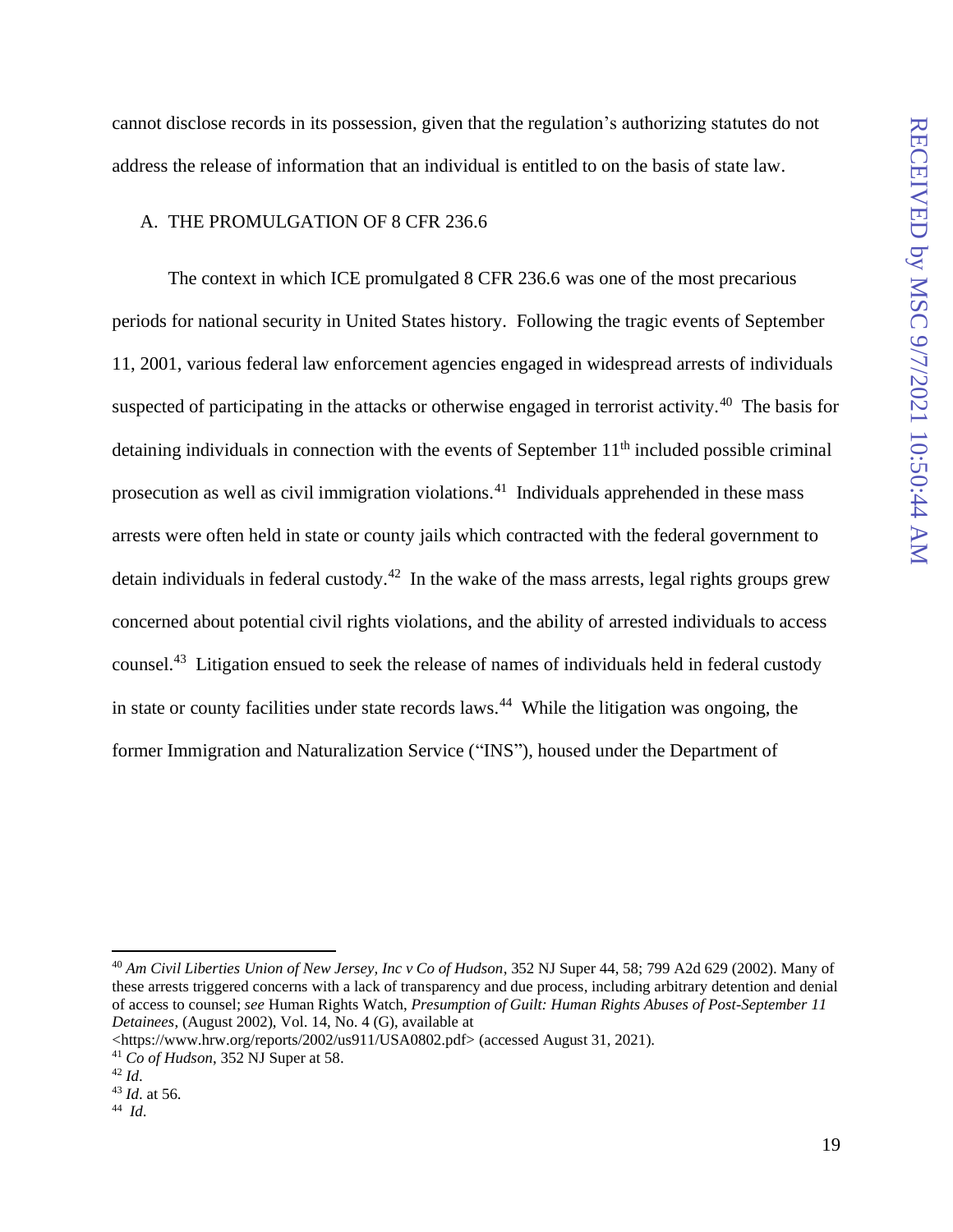cannot disclose records in its possession, given that the regulation's authorizing statutes do not address the release of information that an individual is entitled to on the basis of state law.

### A. THE PROMULGATION OF 8 CFR 236.6

The context in which ICE promulgated 8 CFR 236.6 was one of the most precarious periods for national security in United States history. Following the tragic events of September 11, 2001, various federal law enforcement agencies engaged in widespread arrests of individuals suspected of participating in the attacks or otherwise engaged in terrorist activity.[40] The basis for detaining individuals in connection with the events of September 11th included possible criminal prosecution as well as civil immigration violations.[41] Individuals apprehended in these mass arrests were often held in state or county jails which contracted with the federal government to detain individuals in federal custody.[42] In the wake of the mass arrests, legal rights groups grew concerned about potential civil rights violations, and the ability of arrested individuals to access counsel.[43] Litigation ensued to seek the release of names of individuals held in federal custody in state or county facilities under state records laws.[44] While the litigation was ongoing, the former Immigration and Naturalization Service ("INS"), housed under the Department of

---

[40] *Am Civil Liberties Union of New Jersey, Inc v Co of Hudson*, 352 NJ Super 44, 58; 799 A2d 629 (2002). Many of these arrests triggered concerns with a lack of transparency and due process, including arbitrary detention and denial of access to counsel; *see* Human Rights Watch, *Presumption of Guilt: Human Rights Abuses of Post-September 11 Detainees*, (August 2002), Vol. 14, No. 4 (G), available at <https://www.hrw.org/reports/2002/us911/USA0802.pdf> (accessed August 31, 2021).

[41] *Co of Hudson*, 352 NJ Super at 58.

[42] *Id.*

[43] *Id.* at 56.

[44] *Id.*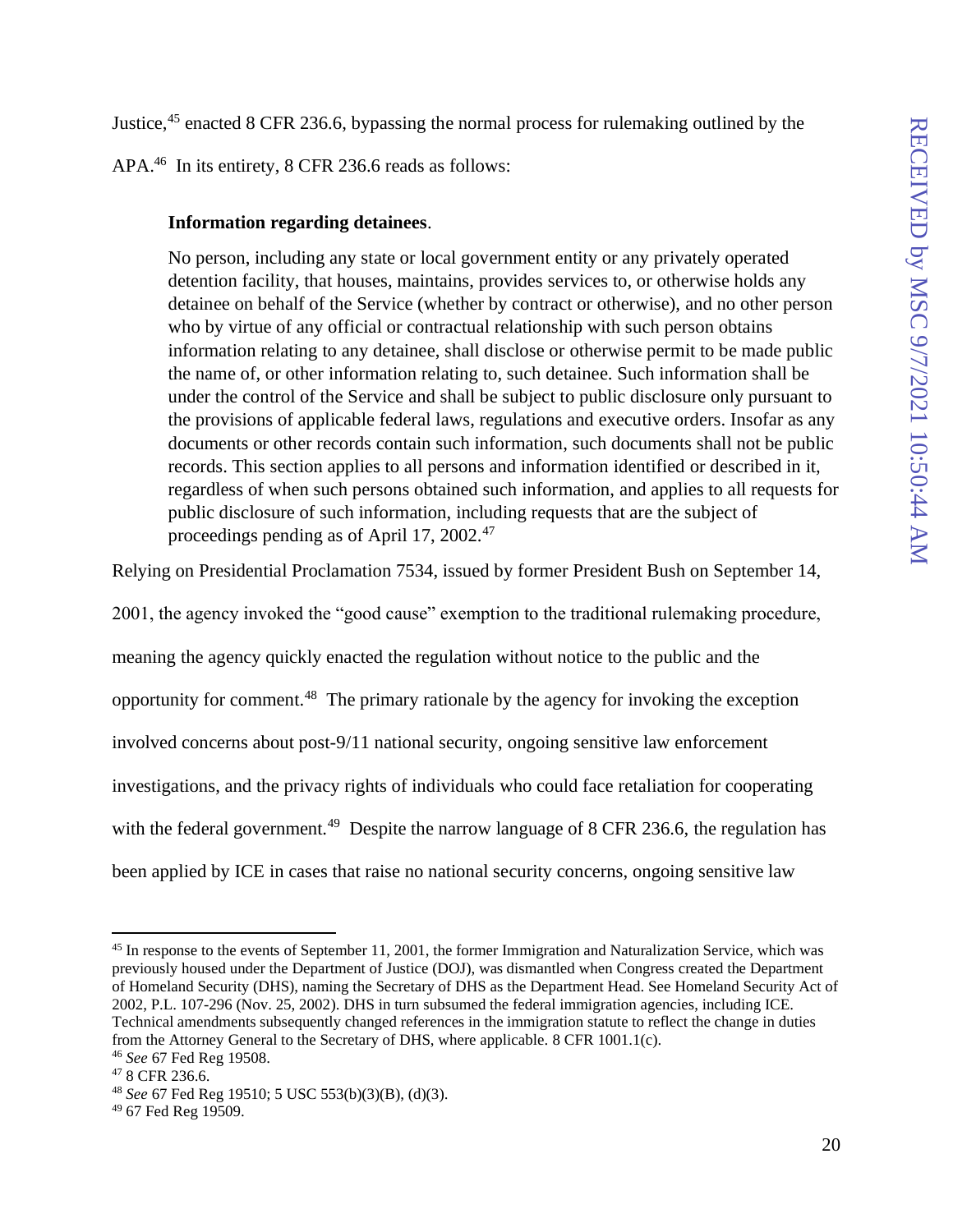Justice,[45] enacted 8 CFR 236.6, bypassing the normal process for rulemaking outlined by the APA.[46] In its entirety, 8 CFR 236.6 reads as follows:

> **Information regarding detainees**.
>
> No person, including any state or local government entity or any privately operated detention facility, that houses, maintains, provides services to, or otherwise holds any detainee on behalf of the Service (whether by contract or otherwise), and no other person who by virtue of any official or contractual relationship with such person obtains information relating to any detainee, shall disclose or otherwise permit to be made public the name of, or other information relating to, such detainee. Such information shall be under the control of the Service and shall be subject to public disclosure only pursuant to the provisions of applicable federal laws, regulations and executive orders. Insofar as any documents or other records contain such information, such documents shall not be public records. This section applies to all persons and information identified or described in it, regardless of when such persons obtained such information, and applies to all requests for public disclosure of such information, including requests that are the subject of proceedings pending as of April 17, 2002.[47]

Relying on Presidential Proclamation 7534, issued by former President Bush on September 14, 2001, the agency invoked the "good cause" exemption to the traditional rulemaking procedure, meaning the agency quickly enacted the regulation without notice to the public and the opportunity for comment.[48] The primary rationale by the agency for invoking the exception involved concerns about post-9/11 national security, ongoing sensitive law enforcement investigations, and the privacy rights of individuals who could face retaliation for cooperating with the federal government.[49] Despite the narrow language of 8 CFR 236.6, the regulation has been applied by ICE in cases that raise no national security concerns, ongoing sensitive law

---

[45] In response to the events of September 11, 2001, the former Immigration and Naturalization Service, which was previously housed under the Department of Justice (DOJ), was dismantled when Congress created the Department of Homeland Security (DHS), naming the Secretary of DHS as the Department Head. See Homeland Security Act of 2002, P.L. 107-296 (Nov. 25, 2002). DHS in turn subsumed the federal immigration agencies, including ICE. Technical amendments subsequently changed references in the immigration statute to reflect the change in duties from the Attorney General to the Secretary of DHS, where applicable. 8 CFR 1001.1(c).

[46] *See* 67 Fed Reg 19508.

[47] 8 CFR 236.6.

[48] *See* 67 Fed Reg 19510; 5 USC 553(b)(3)(B), (d)(3).

[49] 67 Fed Reg 19509.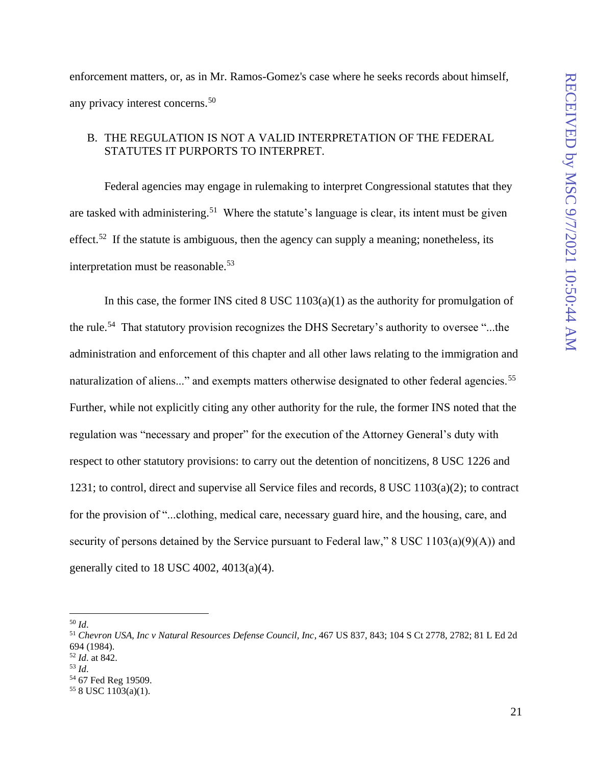enforcement matters, or, as in Mr. Ramos-Gomez's case where he seeks records about himself, any privacy interest concerns.[50]

### B. THE REGULATION IS NOT A VALID INTERPRETATION OF THE FEDERAL STATUTES IT PURPORTS TO INTERPRET.

Federal agencies may engage in rulemaking to interpret Congressional statutes that they are tasked with administering.[51] Where the statute's language is clear, its intent must be given effect.[52] If the statute is ambiguous, then the agency can supply a meaning; nonetheless, its interpretation must be reasonable.[53]

In this case, the former INS cited 8 USC 1103(a)(1) as the authority for promulgation of the rule.[54] That statutory provision recognizes the DHS Secretary's authority to oversee "...the administration and enforcement of this chapter and all other laws relating to the immigration and naturalization of aliens..." and exempts matters otherwise designated to other federal agencies.[55] Further, while not explicitly citing any other authority for the rule, the former INS noted that the regulation was "necessary and proper" for the execution of the Attorney General's duty with respect to other statutory provisions: to carry out the detention of noncitizens, 8 USC 1226 and 1231; to control, direct and supervise all Service files and records, 8 USC 1103(a)(2); to contract for the provision of "...clothing, medical care, necessary guard hire, and the housing, care, and security of persons detained by the Service pursuant to Federal law," 8 USC 1103(a)(9)(A)) and generally cited to 18 USC 4002, 4013(a)(4).

---

[50] *Id*.

[51] *Chevron USA, Inc v Natural Resources Defense Council, Inc*, 467 US 837, 843; 104 S Ct 2778, 2782; 81 L Ed 2d 694 (1984).

[52] *Id*. at 842.

[53] *Id*.

[54] 67 Fed Reg 19509.

[55] 8 USC 1103(a)(1).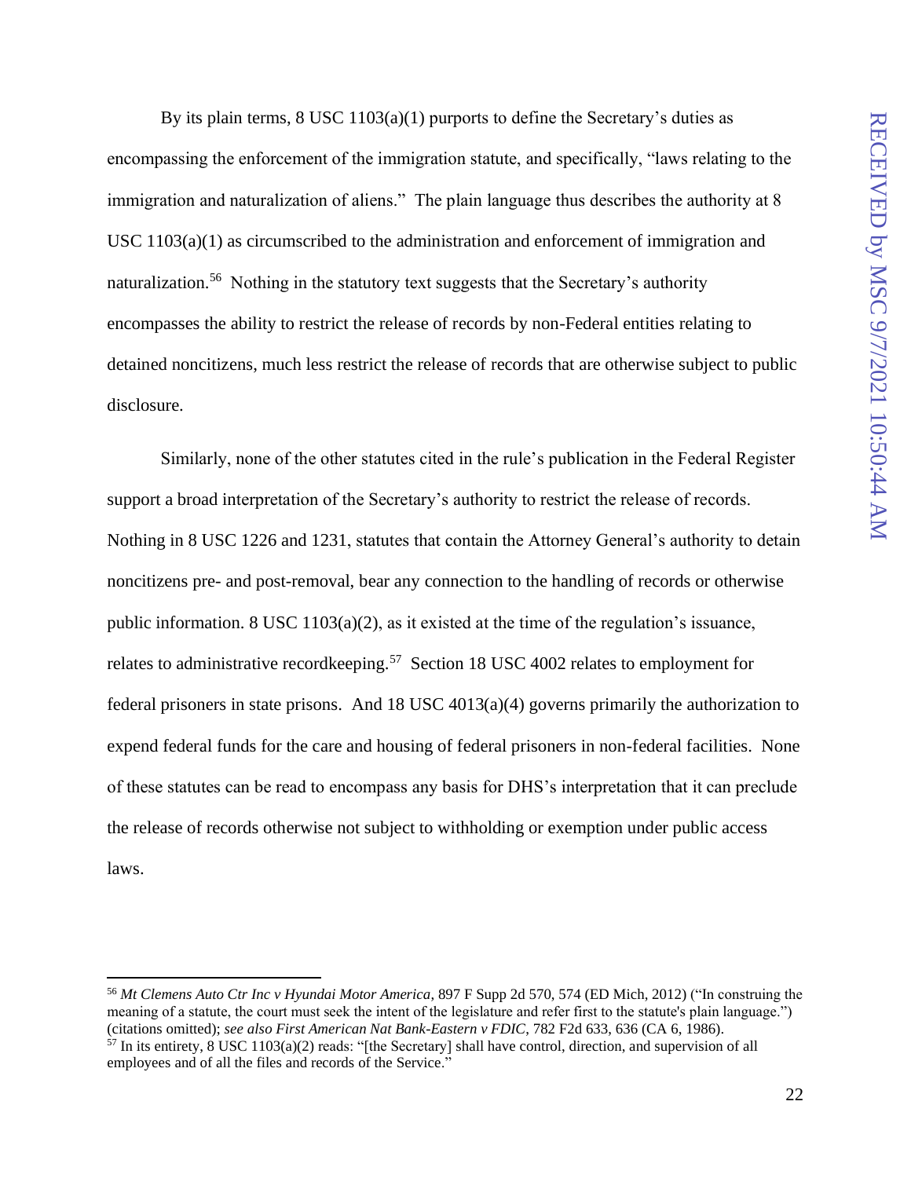By its plain terms, 8 USC 1103(a)(1) purports to define the Secretary's duties as encompassing the enforcement of the immigration statute, and specifically, "laws relating to the immigration and naturalization of aliens." The plain language thus describes the authority at 8 USC 1103(a)(1) as circumscribed to the administration and enforcement of immigration and naturalization.[56] Nothing in the statutory text suggests that the Secretary's authority encompasses the ability to restrict the release of records by non-Federal entities relating to detained noncitizens, much less restrict the release of records that are otherwise subject to public disclosure.

Similarly, none of the other statutes cited in the rule's publication in the Federal Register support a broad interpretation of the Secretary's authority to restrict the release of records. Nothing in 8 USC 1226 and 1231, statutes that contain the Attorney General's authority to detain noncitizens pre- and post-removal, bear any connection to the handling of records or otherwise public information. 8 USC 1103(a)(2), as it existed at the time of the regulation's issuance, relates to administrative recordkeeping.[57] Section 18 USC 4002 relates to employment for federal prisoners in state prisons. And 18 USC 4013(a)(4) governs primarily the authorization to expend federal funds for the care and housing of federal prisoners in non-federal facilities. None of these statutes can be read to encompass any basis for DHS's interpretation that it can preclude the release of records otherwise not subject to withholding or exemption under public access laws.

---

[56] *Mt Clemens Auto Ctr Inc v Hyundai Motor America*, 897 F Supp 2d 570, 574 (ED Mich, 2012) ("In construing the meaning of a statute, the court must seek the intent of the legislature and refer first to the statute's plain language.") (citations omitted); *see also First American Nat Bank-Eastern v FDIC*, 782 F2d 633, 636 (CA 6, 1986).

[57] In its entirety, 8 USC 1103(a)(2) reads: "[the Secretary] shall have control, direction, and supervision of all employees and of all the files and records of the Service."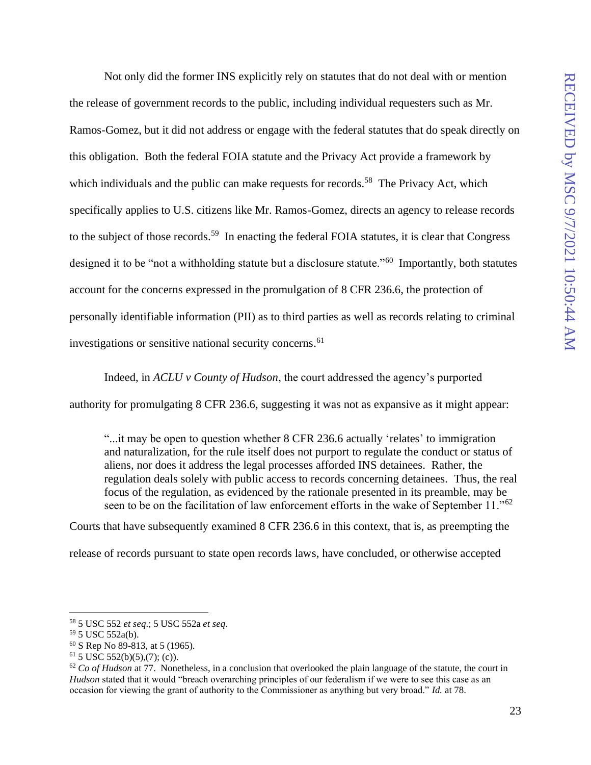Not only did the former INS explicitly rely on statutes that do not deal with or mention the release of government records to the public, including individual requesters such as Mr. Ramos-Gomez, but it did not address or engage with the federal statutes that do speak directly on this obligation. Both the federal FOIA statute and the Privacy Act provide a framework by which individuals and the public can make requests for records.[58] The Privacy Act, which specifically applies to U.S. citizens like Mr. Ramos-Gomez, directs an agency to release records to the subject of those records.[59] In enacting the federal FOIA statutes, it is clear that Congress designed it to be "not a withholding statute but a disclosure statute."[60] Importantly, both statutes account for the concerns expressed in the promulgation of 8 CFR 236.6, the protection of personally identifiable information (PII) as to third parties as well as records relating to criminal investigations or sensitive national security concerns.[61]

Indeed, in *ACLU v County of Hudson*, the court addressed the agency's purported authority for promulgating 8 CFR 236.6, suggesting it was not as expansive as it might appear:

> "...it may be open to question whether 8 CFR 236.6 actually 'relates' to immigration and naturalization, for the rule itself does not purport to regulate the conduct or status of aliens, nor does it address the legal processes afforded INS detainees. Rather, the regulation deals solely with public access to records concerning detainees. Thus, the real focus of the regulation, as evidenced by the rationale presented in its preamble, may be seen to be on the facilitation of law enforcement efforts in the wake of September 11."[62]

Courts that have subsequently examined 8 CFR 236.6 in this context, that is, as preempting the release of records pursuant to state open records laws, have concluded, or otherwise accepted

---

[58] 5 USC 552 *et seq*.; 5 USC 552a *et seq*.

[59] 5 USC 552a(b).

[60] S Rep No 89-813, at 5 (1965).

[61] 5 USC 552(b)(5),(7); (c)).

[62] *Co of Hudson* at 77. Nonetheless, in a conclusion that overlooked the plain language of the statute, the court in *Hudson* stated that it would "breach overarching principles of our federalism if we were to see this case as an occasion for viewing the grant of authority to the Commissioner as anything but very broad." *Id.* at 78.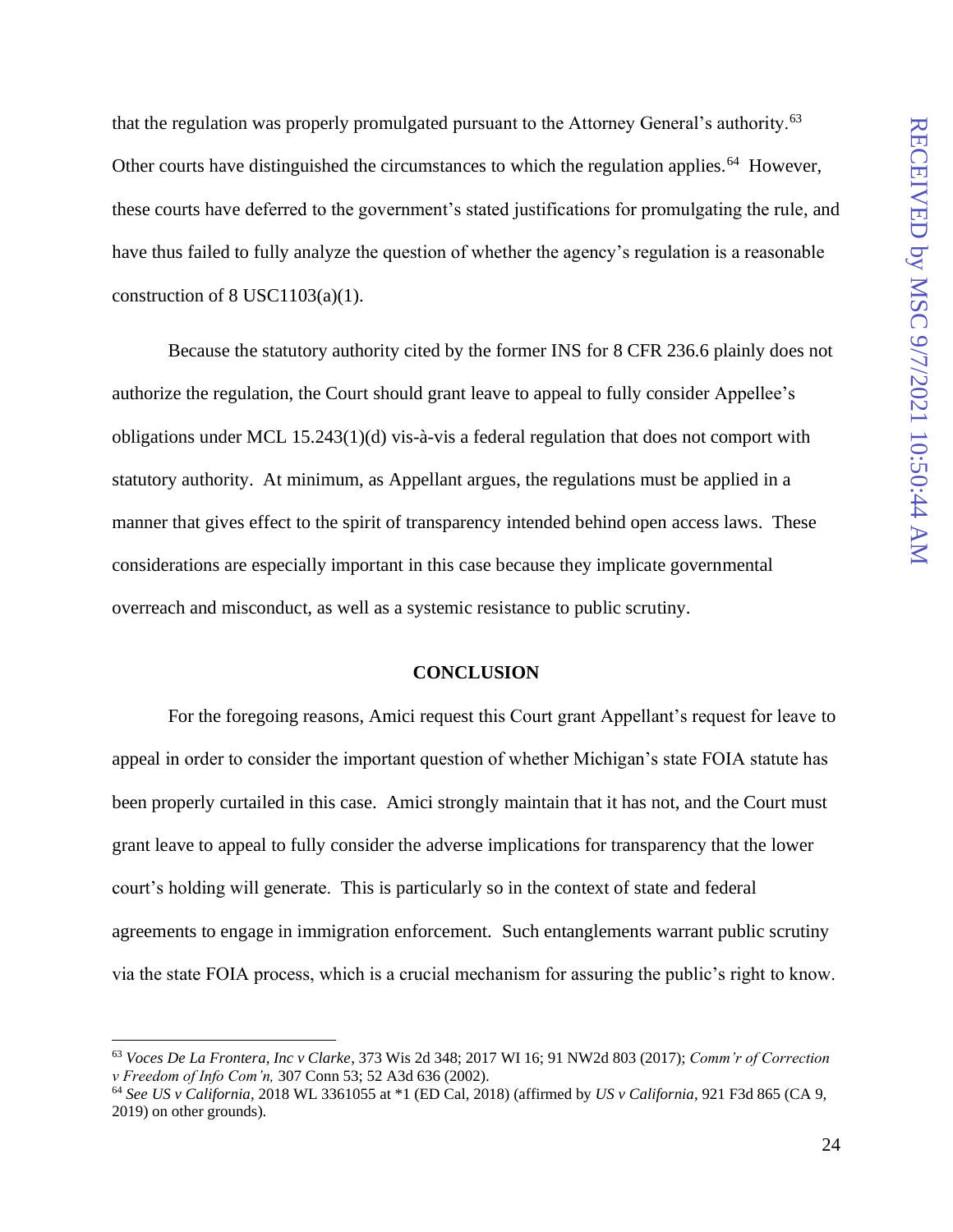that the regulation was properly promulgated pursuant to the Attorney General's authority.[63] Other courts have distinguished the circumstances to which the regulation applies.[64] However, these courts have deferred to the government's stated justifications for promulgating the rule, and have thus failed to fully analyze the question of whether the agency's regulation is a reasonable construction of 8 USC1103(a)(1).

Because the statutory authority cited by the former INS for 8 CFR 236.6 plainly does not authorize the regulation, the Court should grant leave to appeal to fully consider Appellee's obligations under MCL 15.243(1)(d) vis-à-vis a federal regulation that does not comport with statutory authority. At minimum, as Appellant argues, the regulations must be applied in a manner that gives effect to the spirit of transparency intended behind open access laws. These considerations are especially important in this case because they implicate governmental overreach and misconduct, as well as a systemic resistance to public scrutiny.

## CONCLUSION

For the foregoing reasons, Amici request this Court grant Appellant's request for leave to appeal in order to consider the important question of whether Michigan's state FOIA statute has been properly curtailed in this case. Amici strongly maintain that it has not, and the Court must grant leave to appeal to fully consider the adverse implications for transparency that the lower court's holding will generate. This is particularly so in the context of state and federal agreements to engage in immigration enforcement. Such entanglements warrant public scrutiny via the state FOIA process, which is a crucial mechanism for assuring the public's right to know.

---

[63] *Voces De La Frontera, Inc v Clarke*, 373 Wis 2d 348; 2017 WI 16; 91 NW2d 803 (2017); *Comm'r of Correction v Freedom of Info Com'n,* 307 Conn 53; 52 A3d 636 (2002).

[64] *See US v California*, 2018 WL 3361055 at *1 (ED Cal, 2018) (affirmed by *US v California*, 921 F3d 865 (CA 9, 2019) on other grounds).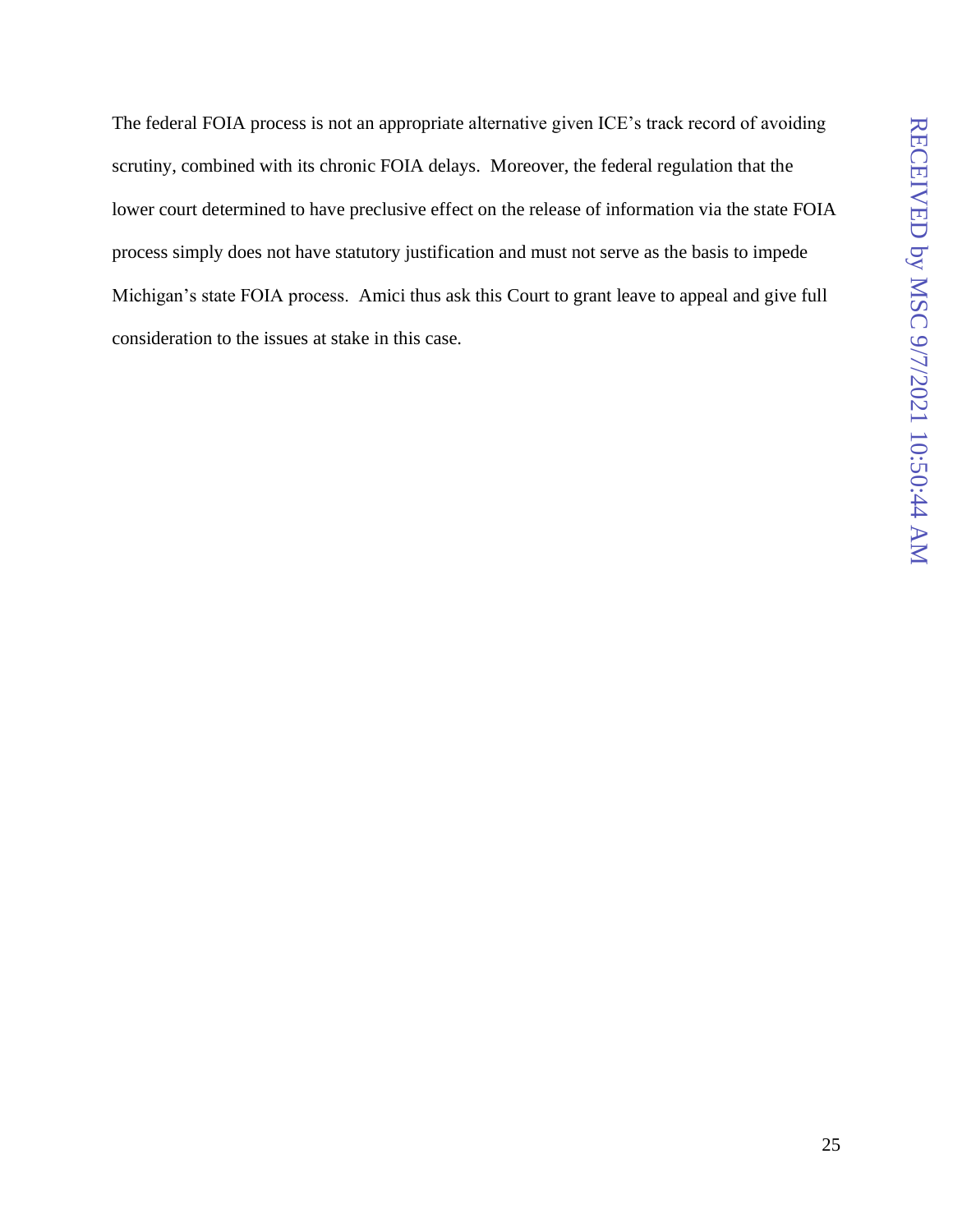The federal FOIA process is not an appropriate alternative given ICE's track record of avoiding scrutiny, combined with its chronic FOIA delays. Moreover, the federal regulation that the lower court determined to have preclusive effect on the release of information via the state FOIA process simply does not have statutory justification and must not serve as the basis to impede Michigan's state FOIA process. Amici thus ask this Court to grant leave to appeal and give full consideration to the issues at stake in this case.